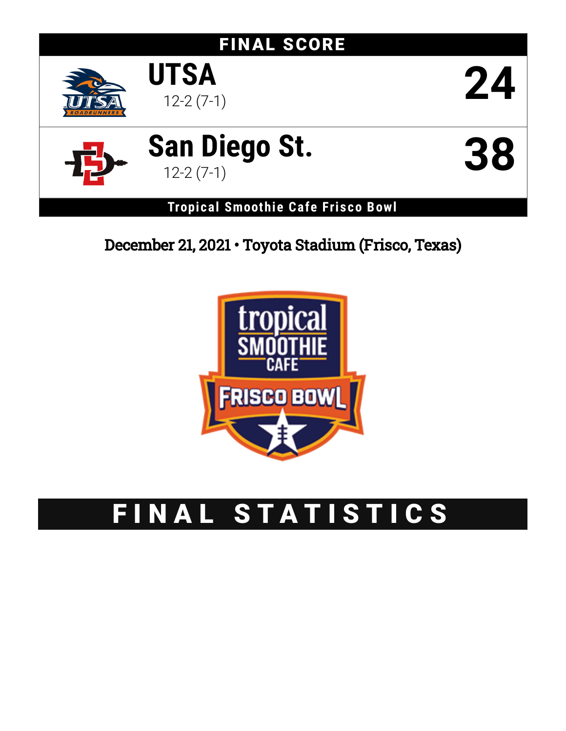## FINAL SCORE

| Team | Record | Score |
|---|---|---|
| UTSA | 12-2 (7-1) | 24 |
| San Diego St. | 12-2 (7-1) | 38 |

**Tropical Smoothie Cafe Frisco Bowl**

December 21, 2021 • Toyota Stadium (Frisco, Texas)

# FINAL STATISTICS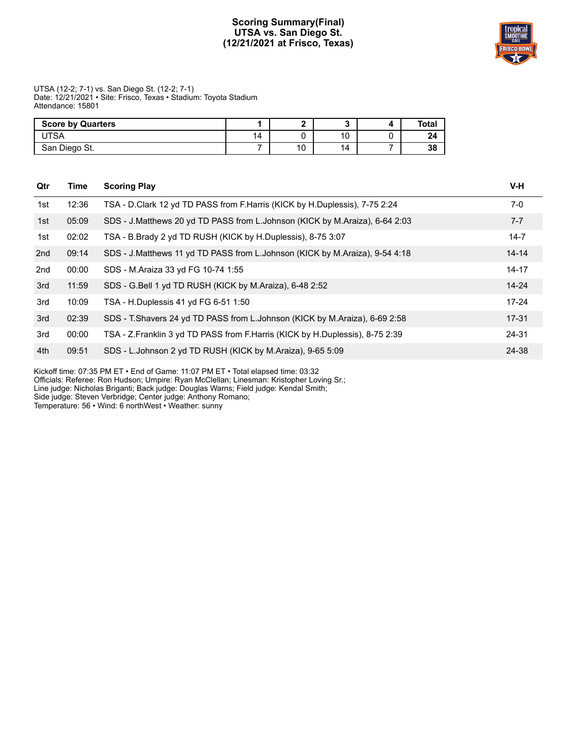# Scoring Summary(Final)
# UTSA vs. San Diego St.
# (12/21/2021 at Frisco, Texas)

UTSA (12-2; 7-1) vs. San Diego St. (12-2; 7-1)
Date: 12/21/2021 • Site: Frisco, Texas • Stadium: Toyota Stadium
Attendance: 15801

| Score by Quarters | 1 | 2 | 3 | 4 | Total |
|---|---|---|---|---|---|
| UTSA | 14 | 0 | 10 | 0 | **24** |
| San Diego St. | 7 | 10 | 14 | 7 | **38** |

| Qtr | Time | Scoring Play | V-H |
|---|---|---|---|
| 1st | 12:36 | TSA - D.Clark 12 yd TD PASS from F.Harris (KICK by H.Duplessis), 7-75 2:24 | 7-0 |
| 1st | 05:09 | SDS - J.Matthews 20 yd TD PASS from L.Johnson (KICK by M.Araiza), 6-64 2:03 | 7-7 |
| 1st | 02:02 | TSA - B.Brady 2 yd TD RUSH (KICK by H.Duplessis), 8-75 3:07 | 14-7 |
| 2nd | 09:14 | SDS - J.Matthews 11 yd TD PASS from L.Johnson (KICK by M.Araiza), 9-54 4:18 | 14-14 |
| 2nd | 00:00 | SDS - M.Araiza 33 yd FG 10-74 1:55 | 14-17 |
| 3rd | 11:59 | SDS - G.Bell 1 yd TD RUSH (KICK by M.Araiza), 6-48 2:52 | 14-24 |
| 3rd | 10:09 | TSA - H.Duplessis 41 yd FG 6-51 1:50 | 17-24 |
| 3rd | 02:39 | SDS - T.Shavers 24 yd TD PASS from L.Johnson (KICK by M.Araiza), 6-69 2:58 | 17-31 |
| 3rd | 00:00 | TSA - Z.Franklin 3 yd TD PASS from F.Harris (KICK by H.Duplessis), 8-75 2:39 | 24-31 |
| 4th | 09:51 | SDS - L.Johnson 2 yd TD RUSH (KICK by M.Araiza), 9-65 5:09 | 24-38 |

Kickoff time: 07:35 PM ET • End of Game: 11:07 PM ET • Total elapsed time: 03:32
Officials: Referee: Ron Hudson; Umpire: Ryan McClellan; Linesman: Kristopher Loving Sr.;
Line judge: Nicholas Briganti; Back judge: Douglas Warns; Field judge: Kendal Smith;
Side judge: Steven Verbridge; Center judge: Anthony Romano;
Temperature: 56 • Wind: 6 northWest • Weather: sunny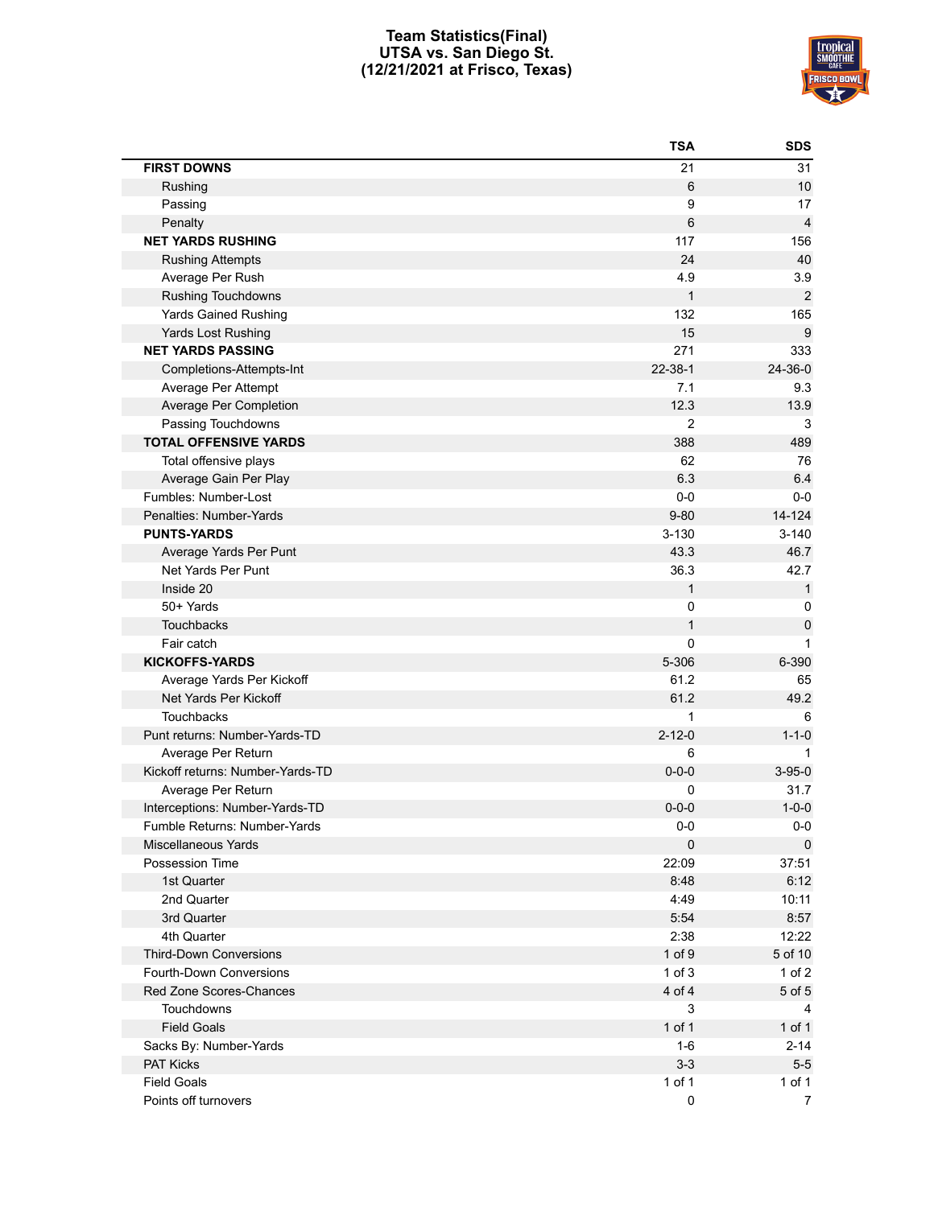# Team Statistics(Final)
## UTSA vs. San Diego St.
### (12/21/2021 at Frisco, Texas)

| | TSA | SDS |
|---|---|---|
| **FIRST DOWNS** | 21 | 31 |
| Rushing | 6 | 10 |
| Passing | 9 | 17 |
| Penalty | 6 | 4 |
| **NET YARDS RUSHING** | 117 | 156 |
| Rushing Attempts | 24 | 40 |
| Average Per Rush | 4.9 | 3.9 |
| Rushing Touchdowns | 1 | 2 |
| Yards Gained Rushing | 132 | 165 |
| Yards Lost Rushing | 15 | 9 |
| **NET YARDS PASSING** | 271 | 333 |
| Completions-Attempts-Int | 22-38-1 | 24-36-0 |
| Average Per Attempt | 7.1 | 9.3 |
| Average Per Completion | 12.3 | 13.9 |
| Passing Touchdowns | 2 | 3 |
| **TOTAL OFFENSIVE YARDS** | 388 | 489 |
| Total offensive plays | 62 | 76 |
| Average Gain Per Play | 6.3 | 6.4 |
| Fumbles: Number-Lost | 0-0 | 0-0 |
| Penalties: Number-Yards | 9-80 | 14-124 |
| **PUNTS-YARDS** | 3-130 | 3-140 |
| Average Yards Per Punt | 43.3 | 46.7 |
| Net Yards Per Punt | 36.3 | 42.7 |
| Inside 20 | 1 | 1 |
| 50+ Yards | 0 | 0 |
| Touchbacks | 1 | 0 |
| Fair catch | 0 | 1 |
| **KICKOFFS-YARDS** | 5-306 | 6-390 |
| Average Yards Per Kickoff | 61.2 | 65 |
| Net Yards Per Kickoff | 61.2 | 49.2 |
| Touchbacks | 1 | 6 |
| Punt returns: Number-Yards-TD | 2-12-0 | 1-1-0 |
| Average Per Return | 6 | 1 |
| Kickoff returns: Number-Yards-TD | 0-0-0 | 3-95-0 |
| Average Per Return | 0 | 31.7 |
| Interceptions: Number-Yards-TD | 0-0-0 | 1-0-0 |
| Fumble Returns: Number-Yards | 0-0 | 0-0 |
| Miscellaneous Yards | 0 | 0 |
| Possession Time | 22:09 | 37:51 |
| 1st Quarter | 8:48 | 6:12 |
| 2nd Quarter | 4:49 | 10:11 |
| 3rd Quarter | 5:54 | 8:57 |
| 4th Quarter | 2:38 | 12:22 |
| Third-Down Conversions | 1 of 9 | 5 of 10 |
| Fourth-Down Conversions | 1 of 3 | 1 of 2 |
| Red Zone Scores-Chances | 4 of 4 | 5 of 5 |
| Touchdowns | 3 | 4 |
| Field Goals | 1 of 1 | 1 of 1 |
| Sacks By: Number-Yards | 1-6 | 2-14 |
| PAT Kicks | 3-3 | 5-5 |
| Field Goals | 1 of 1 | 1 of 1 |
| Points off turnovers | 0 | 7 |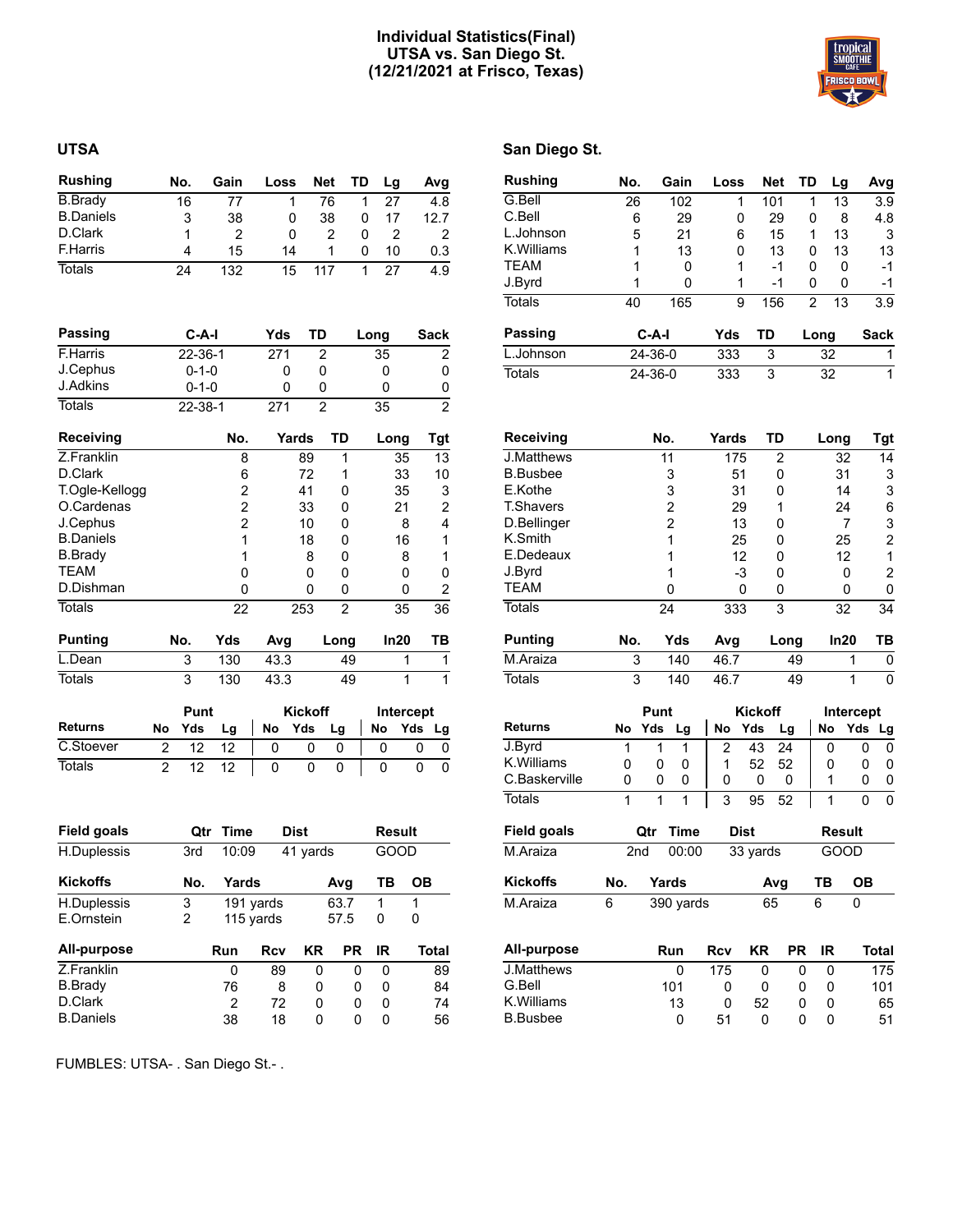# Individual Statistics(Final)
## UTSA vs. San Diego St.
### (12/21/2021 at Frisco, Texas)

## UTSA

| Rushing | No. | Gain | Loss | Net | TD | Lg | Avg |
|---|---|---|---|---|---|---|---|
| B.Brady | 16 | 77 | 1 | 76 | 1 | 27 | 4.8 |
| B.Daniels | 3 | 38 | 0 | 38 | 0 | 17 | 12.7 |
| D.Clark | 1 | 2 | 0 | 2 | 0 | 2 | 2 |
| F.Harris | 4 | 15 | 14 | 1 | 0 | 10 | 0.3 |
| Totals | 24 | 132 | 15 | 117 | 1 | 27 | 4.9 |

| Passing | C-A-I | Yds | TD | Long | Sack |
|---|---|---|---|---|---|
| F.Harris | 22-36-1 | 271 | 2 | 35 | 2 |
| J.Cephus | 0-1-0 | 0 | 0 | 0 | 0 |
| J.Adkins | 0-1-0 | 0 | 0 | 0 | 0 |
| Totals | 22-38-1 | 271 | 2 | 35 | 2 |

| Receiving | No. | Yards | TD | Long | Tgt |
|---|---|---|---|---|---|
| Z.Franklin | 8 | 89 | 1 | 35 | 13 |
| D.Clark | 6 | 72 | 1 | 33 | 10 |
| T.Ogle-Kellogg | 2 | 41 | 0 | 35 | 3 |
| O.Cardenas | 2 | 33 | 0 | 21 | 2 |
| J.Cephus | 2 | 10 | 0 | 8 | 4 |
| B.Daniels | 1 | 18 | 0 | 16 | 1 |
| B.Brady | 1 | 8 | 0 | 8 | 1 |
| TEAM | 0 | 0 | 0 | 0 | 0 |
| D.Dishman | 0 | 0 | 0 | 0 | 2 |
| Totals | 22 | 253 | 2 | 35 | 36 |

| Punting | No. | Yds | Avg | Long | In20 | TB |
|---|---|---|---|---|---|---|
| L.Dean | 3 | 130 | 43.3 | 49 | 1 | 1 |
| Totals | 3 | 130 | 43.3 | 49 | 1 | 1 |

| | Punt | | | Kickoff | | | Intercept | | |
|---|---|---|---|---|---|---|---|---|---|
| Returns | No | Yds | Lg | No | Yds | Lg | No | Yds | Lg |
| C.Stoever | 2 | 12 | 12 | 0 | 0 | 0 | 0 | 0 | 0 |
| Totals | 2 | 12 | 12 | 0 | 0 | 0 | 0 | 0 | 0 |

| Field goals | Qtr | Time | Dist | Result |
|---|---|---|---|---|
| H.Duplessis | 3rd | 10:09 | 41 yards | GOOD |

| Kickoffs | No. | Yards | Avg | TB | OB |
|---|---|---|---|---|---|
| H.Duplessis | 3 | 191 yards | 63.7 | 1 | 1 |
| E.Ornstein | 2 | 115 yards | 57.5 | 0 | 0 |

| All-purpose | Run | Rcv | KR | PR | IR | Total |
|---|---|---|---|---|---|---|
| Z.Franklin | 0 | 89 | 0 | 0 | 0 | 89 |
| B.Brady | 76 | 8 | 0 | 0 | 0 | 84 |
| D.Clark | 2 | 72 | 0 | 0 | 0 | 74 |
| B.Daniels | 38 | 18 | 0 | 0 | 0 | 56 |

## San Diego St.

| Rushing | No. | Gain | Loss | Net | TD | Lg | Avg |
|---|---|---|---|---|---|---|---|
| G.Bell | 26 | 102 | 1 | 101 | 1 | 13 | 3.9 |
| C.Bell | 6 | 29 | 0 | 29 | 0 | 8 | 4.8 |
| L.Johnson | 5 | 21 | 6 | 15 | 1 | 13 | 3 |
| K.Williams | 1 | 13 | 0 | 13 | 0 | 13 | 13 |
| TEAM | 1 | 0 | 1 | -1 | 0 | 0 | -1 |
| J.Byrd | 1 | 0 | 1 | -1 | 0 | 0 | -1 |
| Totals | 40 | 165 | 9 | 156 | 2 | 13 | 3.9 |

| Passing | C-A-I | Yds | TD | Long | Sack |
|---|---|---|---|---|---|
| L.Johnson | 24-36-0 | 333 | 3 | 32 | 1 |
| Totals | 24-36-0 | 333 | 3 | 32 | 1 |

| Receiving | No. | Yards | TD | Long | Tgt |
|---|---|---|---|---|---|
| J.Matthews | 11 | 175 | 2 | 32 | 14 |
| B.Busbee | 3 | 51 | 0 | 31 | 3 |
| E.Kothe | 3 | 31 | 0 | 14 | 3 |
| T.Shavers | 2 | 29 | 1 | 24 | 6 |
| D.Bellinger | 2 | 13 | 0 | 7 | 3 |
| K.Smith | 1 | 25 | 0 | 25 | 2 |
| E.Dedeaux | 1 | 12 | 0 | 12 | 1 |
| J.Byrd | 1 | -3 | 0 | 0 | 2 |
| TEAM | 0 | 0 | 0 | 0 | 0 |
| Totals | 24 | 333 | 3 | 32 | 34 |

| Punting | No. | Yds | Avg | Long | In20 | TB |
|---|---|---|---|---|---|---|
| M.Araiza | 3 | 140 | 46.7 | 49 | 1 | 0 |
| Totals | 3 | 140 | 46.7 | 49 | 1 | 0 |

| | Punt | | | Kickoff | | | Intercept | | |
|---|---|---|---|---|---|---|---|---|---|
| Returns | No | Yds | Lg | No | Yds | Lg | No | Yds | Lg |
| J.Byrd | 1 | 1 | 1 | 2 | 43 | 24 | 0 | 0 | 0 |
| K.Williams | 0 | 0 | 0 | 1 | 52 | 52 | 0 | 0 | 0 |
| C.Baskerville | 0 | 0 | 0 | 0 | 0 | 0 | 1 | 0 | 0 |
| Totals | 1 | 1 | 1 | 3 | 95 | 52 | 1 | 0 | 0 |

| Field goals | Qtr | Time | Dist | Result |
|---|---|---|---|---|
| M.Araiza | 2nd | 00:00 | 33 yards | GOOD |

| Kickoffs | No. | Yards | Avg | TB | OB |
|---|---|---|---|---|---|
| M.Araiza | 6 | 390 yards | 65 | 6 | 0 |

| All-purpose | Run | Rcv | KR | PR | IR | Total |
|---|---|---|---|---|---|---|
| J.Matthews | 0 | 175 | 0 | 0 | 0 | 175 |
| G.Bell | 101 | 0 | 0 | 0 | 0 | 101 |
| K.Williams | 13 | 0 | 52 | 0 | 0 | 65 |
| B.Busbee | 0 | 51 | 0 | 0 | 0 | 51 |

FUMBLES: UTSA- . San Diego St.- .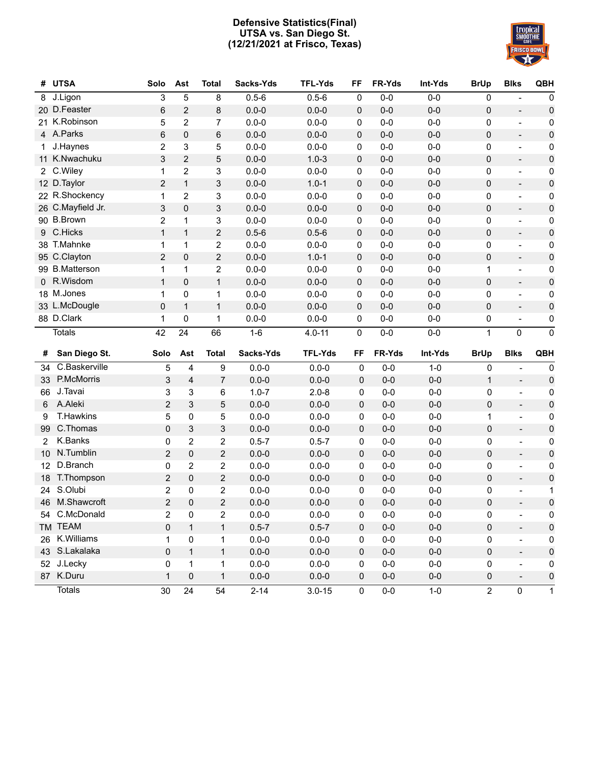# Defensive Statistics(Final)
## UTSA vs. San Diego St.
## (12/21/2021 at Frisco, Texas)

| # | UTSA | Solo | Ast | Total | Sacks-Yds | TFL-Yds | FF | FR-Yds | Int-Yds | BrUp | Blks | QBH |
|---|---|---|---|---|---|---|---|---|---|---|---|---|
| 8 | J.Ligon | 3 | 5 | 8 | 0.5-6 | 0.5-6 | 0 | 0-0 | 0-0 | 0 | - | 0 |
| 20 | D.Feaster | 6 | 2 | 8 | 0.0-0 | 0.0-0 | 0 | 0-0 | 0-0 | 0 | - | 0 |
| 21 | K.Robinson | 5 | 2 | 7 | 0.0-0 | 0.0-0 | 0 | 0-0 | 0-0 | 0 | - | 0 |
| 4 | A.Parks | 6 | 0 | 6 | 0.0-0 | 0.0-0 | 0 | 0-0 | 0-0 | 0 | - | 0 |
| 1 | J.Haynes | 2 | 3 | 5 | 0.0-0 | 0.0-0 | 0 | 0-0 | 0-0 | 0 | - | 0 |
| 11 | K.Nwachuku | 3 | 2 | 5 | 0.0-0 | 1.0-3 | 0 | 0-0 | 0-0 | 0 | - | 0 |
| 2 | C.Wiley | 1 | 2 | 3 | 0.0-0 | 0.0-0 | 0 | 0-0 | 0-0 | 0 | - | 0 |
| 12 | D.Taylor | 2 | 1 | 3 | 0.0-0 | 1.0-1 | 0 | 0-0 | 0-0 | 0 | - | 0 |
| 22 | R.Shockency | 1 | 2 | 3 | 0.0-0 | 0.0-0 | 0 | 0-0 | 0-0 | 0 | - | 0 |
| 26 | C.Mayfield Jr. | 3 | 0 | 3 | 0.0-0 | 0.0-0 | 0 | 0-0 | 0-0 | 0 | - | 0 |
| 90 | B.Brown | 2 | 1 | 3 | 0.0-0 | 0.0-0 | 0 | 0-0 | 0-0 | 0 | - | 0 |
| 9 | C.Hicks | 1 | 1 | 2 | 0.5-6 | 0.5-6 | 0 | 0-0 | 0-0 | 0 | - | 0 |
| 38 | T.Mahnke | 1 | 1 | 2 | 0.0-0 | 0.0-0 | 0 | 0-0 | 0-0 | 0 | - | 0 |
| 95 | C.Clayton | 2 | 0 | 2 | 0.0-0 | 1.0-1 | 0 | 0-0 | 0-0 | 0 | - | 0 |
| 99 | B.Matterson | 1 | 1 | 2 | 0.0-0 | 0.0-0 | 0 | 0-0 | 0-0 | 1 | - | 0 |
| 0 | R.Wisdom | 1 | 0 | 1 | 0.0-0 | 0.0-0 | 0 | 0-0 | 0-0 | 0 | - | 0 |
| 18 | M.Jones | 1 | 0 | 1 | 0.0-0 | 0.0-0 | 0 | 0-0 | 0-0 | 0 | - | 0 |
| 33 | L.McDougle | 0 | 1 | 1 | 0.0-0 | 0.0-0 | 0 | 0-0 | 0-0 | 0 | - | 0 |
| 88 | D.Clark | 1 | 0 | 1 | 0.0-0 | 0.0-0 | 0 | 0-0 | 0-0 | 0 | - | 0 |
| | Totals | 42 | 24 | 66 | 1-6 | 4.0-11 | 0 | 0-0 | 0-0 | 1 | 0 | 0 |

| # | San Diego St. | Solo | Ast | Total | Sacks-Yds | TFL-Yds | FF | FR-Yds | Int-Yds | BrUp | Blks | QBH |
|---|---|---|---|---|---|---|---|---|---|---|---|---|
| 34 | C.Baskerville | 5 | 4 | 9 | 0.0-0 | 0.0-0 | 0 | 0-0 | 1-0 | 0 | - | 0 |
| 33 | P.McMorris | 3 | 4 | 7 | 0.0-0 | 0.0-0 | 0 | 0-0 | 0-0 | 1 | - | 0 |
| 66 | J.Tavai | 3 | 3 | 6 | 1.0-7 | 2.0-8 | 0 | 0-0 | 0-0 | 0 | - | 0 |
| 6 | A.Aleki | 2 | 3 | 5 | 0.0-0 | 0.0-0 | 0 | 0-0 | 0-0 | 0 | - | 0 |
| 9 | T.Hawkins | 5 | 0 | 5 | 0.0-0 | 0.0-0 | 0 | 0-0 | 0-0 | 1 | - | 0 |
| 99 | C.Thomas | 0 | 3 | 3 | 0.0-0 | 0.0-0 | 0 | 0-0 | 0-0 | 0 | - | 0 |
| 2 | K.Banks | 0 | 2 | 2 | 0.5-7 | 0.5-7 | 0 | 0-0 | 0-0 | 0 | - | 0 |
| 10 | N.Tumblin | 2 | 0 | 2 | 0.0-0 | 0.0-0 | 0 | 0-0 | 0-0 | 0 | - | 0 |
| 12 | D.Branch | 0 | 2 | 2 | 0.0-0 | 0.0-0 | 0 | 0-0 | 0-0 | 0 | - | 0 |
| 18 | T.Thompson | 2 | 0 | 2 | 0.0-0 | 0.0-0 | 0 | 0-0 | 0-0 | 0 | - | 0 |
| 24 | S.Olubi | 2 | 0 | 2 | 0.0-0 | 0.0-0 | 0 | 0-0 | 0-0 | 0 | - | 1 |
| 46 | M.Shawcroft | 2 | 0 | 2 | 0.0-0 | 0.0-0 | 0 | 0-0 | 0-0 | 0 | - | 0 |
| 54 | C.McDonald | 2 | 0 | 2 | 0.0-0 | 0.0-0 | 0 | 0-0 | 0-0 | 0 | - | 0 |
| TM | TEAM | 0 | 1 | 1 | 0.5-7 | 0.5-7 | 0 | 0-0 | 0-0 | 0 | - | 0 |
| 26 | K.Williams | 1 | 0 | 1 | 0.0-0 | 0.0-0 | 0 | 0-0 | 0-0 | 0 | - | 0 |
| 43 | S.Lakalaka | 0 | 1 | 1 | 0.0-0 | 0.0-0 | 0 | 0-0 | 0-0 | 0 | - | 0 |
| 52 | J.Lecky | 0 | 1 | 1 | 0.0-0 | 0.0-0 | 0 | 0-0 | 0-0 | 0 | - | 0 |
| 87 | K.Duru | 1 | 0 | 1 | 0.0-0 | 0.0-0 | 0 | 0-0 | 0-0 | 0 | - | 0 |
| | Totals | 30 | 24 | 54 | 2-14 | 3.0-15 | 0 | 0-0 | 1-0 | 2 | 0 | 1 |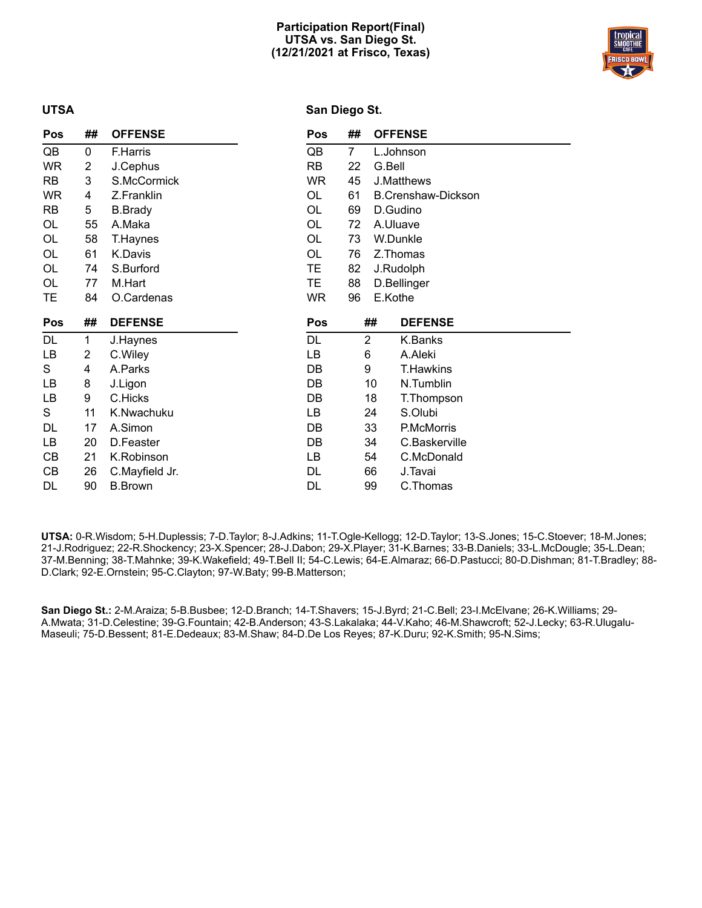**Participation Report(Final)**
**UTSA vs. San Diego St.**
**(12/21/2021 at Frisco, Texas)**

### UTSA

| Pos | ## | OFFENSE |
|---|---|---|
| QB | 0 | F.Harris |
| WR | 2 | J.Cephus |
| RB | 3 | S.McCormick |
| WR | 4 | Z.Franklin |
| RB | 5 | B.Brady |
| OL | 55 | A.Maka |
| OL | 58 | T.Haynes |
| OL | 61 | K.Davis |
| OL | 74 | S.Burford |
| OL | 77 | M.Hart |
| TE | 84 | O.Cardenas |

| Pos | ## | DEFENSE |
|---|---|---|
| DL | 1 | J.Haynes |
| LB | 2 | C.Wiley |
| S | 4 | A.Parks |
| LB | 8 | J.Ligon |
| LB | 9 | C.Hicks |
| S | 11 | K.Nwachuku |
| DL | 17 | A.Simon |
| LB | 20 | D.Feaster |
| CB | 21 | K.Robinson |
| CB | 26 | C.Mayfield Jr. |
| DL | 90 | B.Brown |

### San Diego St.

| Pos | ## | OFFENSE |
|---|---|---|
| QB | 7 | L.Johnson |
| RB | 22 | G.Bell |
| WR | 45 | J.Matthews |
| OL | 61 | B.Crenshaw-Dickson |
| OL | 69 | D.Gudino |
| OL | 72 | A.Uluave |
| OL | 73 | W.Dunkle |
| OL | 76 | Z.Thomas |
| TE | 82 | J.Rudolph |
| TE | 88 | D.Bellinger |
| WR | 96 | E.Kothe |

| Pos | ## | DEFENSE |
|---|---|---|
| DL | 2 | K.Banks |
| LB | 6 | A.Aleki |
| DB | 9 | T.Hawkins |
| DB | 10 | N.Tumblin |
| DB | 18 | T.Thompson |
| LB | 24 | S.Olubi |
| DB | 33 | P.McMorris |
| DB | 34 | C.Baskerville |
| LB | 54 | C.McDonald |
| DL | 66 | J.Tavai |
| DL | 99 | C.Thomas |

**UTSA:** 0-R.Wisdom; 5-H.Duplessis; 7-D.Taylor; 8-J.Adkins; 11-T.Ogle-Kellogg; 12-D.Taylor; 13-S.Jones; 15-C.Stoever; 18-M.Jones; 21-J.Rodriguez; 22-R.Shockency; 23-X.Spencer; 28-J.Dabon; 29-X.Player; 31-K.Barnes; 33-B.Daniels; 33-L.McDougle; 35-L.Dean; 37-M.Benning; 38-T.Mahnke; 39-K.Wakefield; 49-T.Bell II; 54-C.Lewis; 64-E.Almaraz; 66-D.Pastucci; 80-D.Dishman; 81-T.Bradley; 88-D.Clark; 92-E.Ornstein; 95-C.Clayton; 97-W.Baty; 99-B.Matterson;

**San Diego St.:** 2-M.Araiza; 5-B.Busbee; 12-D.Branch; 14-T.Shavers; 15-J.Byrd; 21-C.Bell; 23-I.McElvane; 26-K.Williams; 29-A.Mwata; 31-D.Celestine; 39-G.Fountain; 42-B.Anderson; 43-S.Lakalaka; 44-V.Kaho; 46-M.Shawcroft; 52-J.Lecky; 63-R.Ulugalu-Maseuli; 75-D.Bessent; 81-E.Dedeaux; 83-M.Shaw; 84-D.De Los Reyes; 87-K.Duru; 92-K.Smith; 95-N.Sims;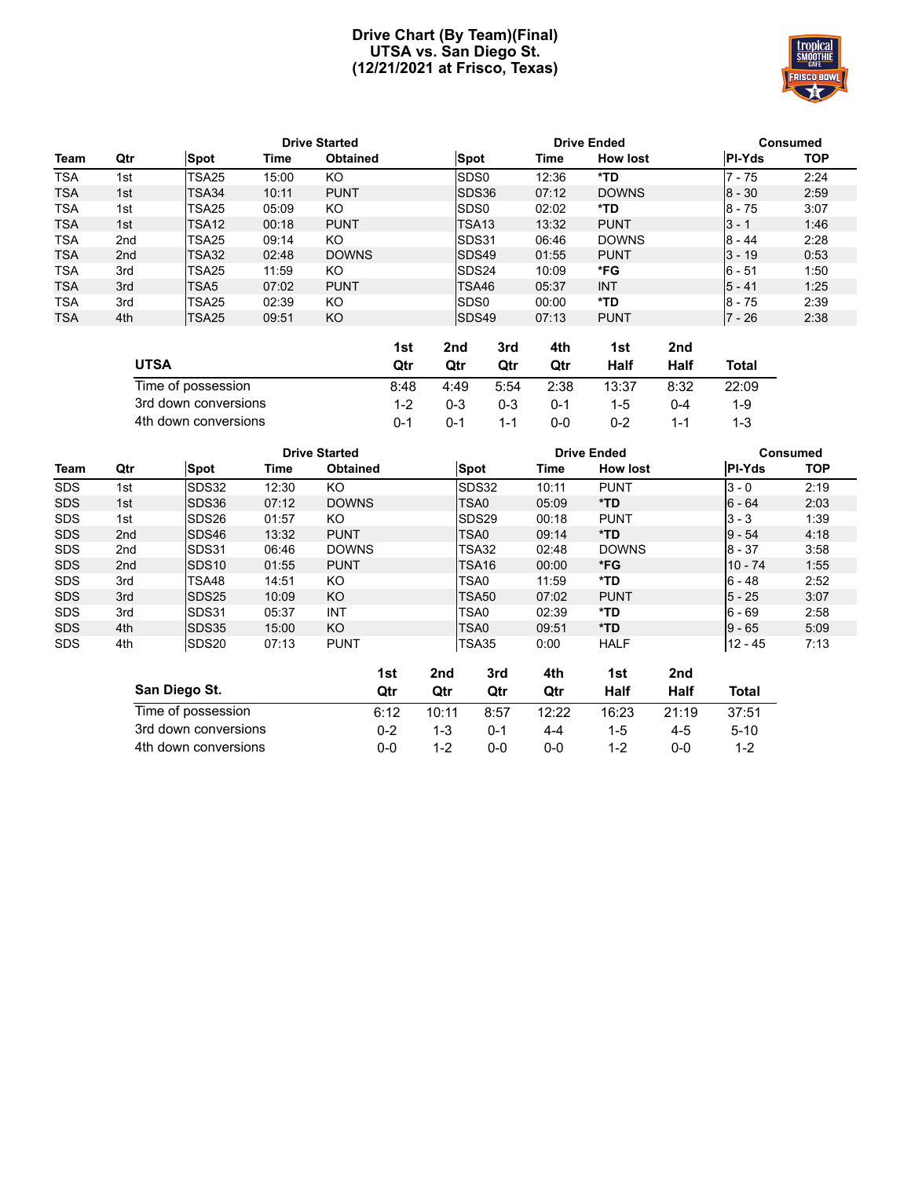# Drive Chart (By Team)(Final)
## UTSA vs. San Diego St.
## (12/21/2021 at Frisco, Texas)

| Team | Qtr | Drive Started Spot | Time | Obtained | Drive Ended Spot | Time | How lost | Consumed Pl-Yds | TOP |
|---|---|---|---|---|---|---|---|---|---|
| TSA | 1st | TSA25 | 15:00 | KO | SDS0 | 12:36 | *TD | 7 - 75 | 2:24 |
| TSA | 1st | TSA34 | 10:11 | PUNT | SDS36 | 07:12 | DOWNS | 8 - 30 | 2:59 |
| TSA | 1st | TSA25 | 05:09 | KO | SDS0 | 02:02 | *TD | 8 - 75 | 3:07 |
| TSA | 1st | TSA12 | 00:18 | PUNT | TSA13 | 13:32 | PUNT | 3 - 1 | 1:46 |
| TSA | 2nd | TSA25 | 09:14 | KO | SDS31 | 06:46 | DOWNS | 8 - 44 | 2:28 |
| TSA | 2nd | TSA32 | 02:48 | DOWNS | SDS49 | 01:55 | PUNT | 3 - 19 | 0:53 |
| TSA | 3rd | TSA25 | 11:59 | KO | SDS24 | 10:09 | *FG | 6 - 51 | 1:50 |
| TSA | 3rd | TSA5 | 07:02 | PUNT | TSA46 | 05:37 | INT | 5 - 41 | 1:25 |
| TSA | 3rd | TSA25 | 02:39 | KO | SDS0 | 00:00 | *TD | 8 - 75 | 2:39 |
| TSA | 4th | TSA25 | 09:51 | KO | SDS49 | 07:13 | PUNT | 7 - 26 | 2:38 |

| UTSA | 1st Qtr | 2nd Qtr | 3rd Qtr | 4th Qtr | 1st Half | 2nd Half | Total |
|---|---|---|---|---|---|---|---|
| Time of possession | 8:48 | 4:49 | 5:54 | 2:38 | 13:37 | 8:32 | 22:09 |
| 3rd down conversions | 1-2 | 0-3 | 0-3 | 0-1 | 1-5 | 0-4 | 1-9 |
| 4th down conversions | 0-1 | 0-1 | 1-1 | 0-0 | 0-2 | 1-1 | 1-3 |

| Team | Qtr | Drive Started Spot | Time | Obtained | Drive Ended Spot | Time | How lost | Consumed Pl-Yds | TOP |
|---|---|---|---|---|---|---|---|---|---|
| SDS | 1st | SDS32 | 12:30 | KO | SDS32 | 10:11 | PUNT | 3 - 0 | 2:19 |
| SDS | 1st | SDS36 | 07:12 | DOWNS | TSA0 | 05:09 | *TD | 6 - 64 | 2:03 |
| SDS | 1st | SDS26 | 01:57 | KO | SDS29 | 00:18 | PUNT | 3 - 3 | 1:39 |
| SDS | 2nd | SDS46 | 13:32 | PUNT | TSA0 | 09:14 | *TD | 9 - 54 | 4:18 |
| SDS | 2nd | SDS31 | 06:46 | DOWNS | TSA32 | 02:48 | DOWNS | 8 - 37 | 3:58 |
| SDS | 2nd | SDS10 | 01:55 | PUNT | TSA16 | 00:00 | *FG | 10 - 74 | 1:55 |
| SDS | 3rd | TSA48 | 14:51 | KO | TSA0 | 11:59 | *TD | 6 - 48 | 2:52 |
| SDS | 3rd | SDS25 | 10:09 | KO | TSA50 | 07:02 | PUNT | 5 - 25 | 3:07 |
| SDS | 3rd | SDS31 | 05:37 | INT | TSA0 | 02:39 | *TD | 6 - 69 | 2:58 |
| SDS | 4th | SDS35 | 15:00 | KO | TSA0 | 09:51 | *TD | 9 - 65 | 5:09 |
| SDS | 4th | SDS20 | 07:13 | PUNT | TSA35 | 0:00 | HALF | 12 - 45 | 7:13 |

| San Diego St. | 1st Qtr | 2nd Qtr | 3rd Qtr | 4th Qtr | 1st Half | 2nd Half | Total |
|---|---|---|---|---|---|---|---|
| Time of possession | 6:12 | 10:11 | 8:57 | 12:22 | 16:23 | 21:19 | 37:51 |
| 3rd down conversions | 0-2 | 1-3 | 0-1 | 4-4 | 1-5 | 4-5 | 5-10 |
| 4th down conversions | 0-0 | 1-2 | 0-0 | 0-0 | 1-2 | 0-0 | 1-2 |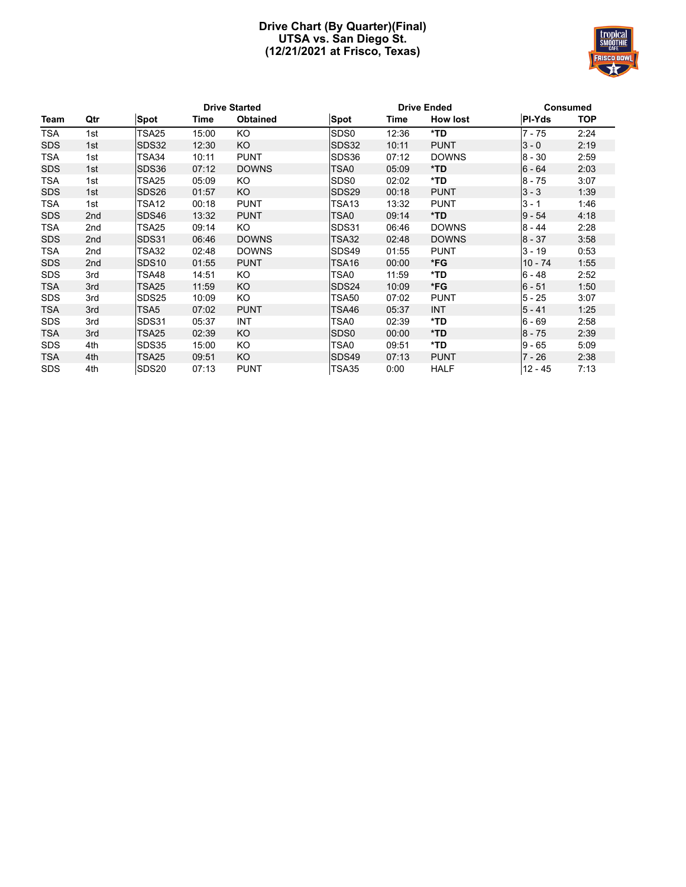# Drive Chart (By Quarter)(Final)
## UTSA vs. San Diego St.
## (12/21/2021 at Frisco, Texas)

| | | Drive Started | | | Drive Ended | | | Consumed | |
|---|---|---|---|---|---|---|---|---|---|
| **Team** | **Qtr** | **Spot** | **Time** | **Obtained** | **Spot** | **Time** | **How lost** | **Pl-Yds** | **TOP** |
| TSA | 1st | TSA25 | 15:00 | KO | SDS0 | 12:36 | ***TD** | 7 - 75 | 2:24 |
| SDS | 1st | SDS32 | 12:30 | KO | SDS32 | 10:11 | PUNT | 3 - 0 | 2:19 |
| TSA | 1st | TSA34 | 10:11 | PUNT | SDS36 | 07:12 | DOWNS | 8 - 30 | 2:59 |
| SDS | 1st | SDS36 | 07:12 | DOWNS | TSA0 | 05:09 | ***TD** | 6 - 64 | 2:03 |
| TSA | 1st | TSA25 | 05:09 | KO | SDS0 | 02:02 | ***TD** | 8 - 75 | 3:07 |
| SDS | 1st | SDS26 | 01:57 | KO | SDS29 | 00:18 | PUNT | 3 - 3 | 1:39 |
| TSA | 1st | TSA12 | 00:18 | PUNT | TSA13 | 13:32 | PUNT | 3 - 1 | 1:46 |
| SDS | 2nd | SDS46 | 13:32 | PUNT | TSA0 | 09:14 | ***TD** | 9 - 54 | 4:18 |
| TSA | 2nd | TSA25 | 09:14 | KO | SDS31 | 06:46 | DOWNS | 8 - 44 | 2:28 |
| SDS | 2nd | SDS31 | 06:46 | DOWNS | TSA32 | 02:48 | DOWNS | 8 - 37 | 3:58 |
| TSA | 2nd | TSA32 | 02:48 | DOWNS | SDS49 | 01:55 | PUNT | 3 - 19 | 0:53 |
| SDS | 2nd | SDS10 | 01:55 | PUNT | TSA16 | 00:00 | ***FG** | 10 - 74 | 1:55 |
| SDS | 3rd | TSA48 | 14:51 | KO | TSA0 | 11:59 | ***TD** | 6 - 48 | 2:52 |
| TSA | 3rd | TSA25 | 11:59 | KO | SDS24 | 10:09 | ***FG** | 6 - 51 | 1:50 |
| SDS | 3rd | SDS25 | 10:09 | KO | TSA50 | 07:02 | PUNT | 5 - 25 | 3:07 |
| TSA | 3rd | TSA5 | 07:02 | PUNT | TSA46 | 05:37 | INT | 5 - 41 | 1:25 |
| SDS | 3rd | SDS31 | 05:37 | INT | TSA0 | 02:39 | ***TD** | 6 - 69 | 2:58 |
| TSA | 3rd | TSA25 | 02:39 | KO | SDS0 | 00:00 | ***TD** | 8 - 75 | 2:39 |
| SDS | 4th | SDS35 | 15:00 | KO | TSA0 | 09:51 | ***TD** | 9 - 65 | 5:09 |
| TSA | 4th | TSA25 | 09:51 | KO | SDS49 | 07:13 | PUNT | 7 - 26 | 2:38 |
| SDS | 4th | SDS20 | 07:13 | PUNT | TSA35 | 0:00 | HALF | 12 - 45 | 7:13 |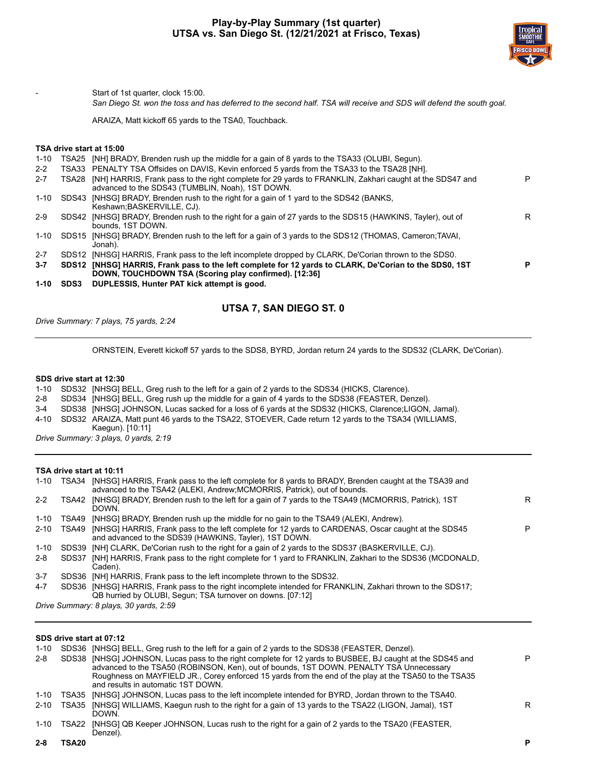# Play-by-Play Summary (1st quarter)
## UTSA vs. San Diego St. (12/21/2021 at Frisco, Texas)

\- Start of 1st quarter, clock 15:00.

*San Diego St. won the toss and has deferred to the second half. TSA will receive and SDS will defend the south goal.*

ARAIZA, Matt kickoff 65 yards to the TSA0, Touchback.

**TSA drive start at 15:00**

| Down | Spot | Play | |
|---|---|---|---|
| 1-10 | TSA25 | [NH] BRADY, Brenden rush up the middle for a gain of 8 yards to the TSA33 (OLUBI, Segun). | |
| 2-2 | TSA33 | PENALTY TSA Offsides on DAVIS, Kevin enforced 5 yards from the TSA33 to the TSA28 [NH]. | |
| 2-7 | TSA28 | [NH] HARRIS, Frank pass to the right complete for 29 yards to FRANKLIN, Zakhari caught at the SDS47 and advanced to the SDS43 (TUMBLIN, Noah), 1ST DOWN. | P |
| 1-10 | SDS43 | [NHSG] BRADY, Brenden rush to the right for a gain of 1 yard to the SDS42 (BANKS, Keshawn;BASKERVILLE, CJ). | |
| 2-9 | SDS42 | [NHSG] BRADY, Brenden rush to the right for a gain of 27 yards to the SDS15 (HAWKINS, Tayler), out of bounds, 1ST DOWN. | R |
| 1-10 | SDS15 | [NHSG] BRADY, Brenden rush to the left for a gain of 3 yards to the SDS12 (THOMAS, Cameron;TAVAI, Jonah). | |
| 2-7 | SDS12 | [NHSG] HARRIS, Frank pass to the left incomplete dropped by CLARK, De'Corian thrown to the SDS0. | |
| **3-7** | **SDS12** | **[NHSG] HARRIS, Frank pass to the left complete for 12 yards to CLARK, De'Corian to the SDS0, 1ST DOWN, TOUCHDOWN TSA (Scoring play confirmed). [12:36]** | **P** |
| **1-10** | **SDS3** | **DUPLESSIS, Hunter PAT kick attempt is good.** | |

### UTSA 7, SAN DIEGO ST. 0

*Drive Summary: 7 plays, 75 yards, 2:24*

---

ORNSTEIN, Everett kickoff 57 yards to the SDS8, BYRD, Jordan return 24 yards to the SDS32 (CLARK, De'Corian).

**SDS drive start at 12:30**

| Down | Spot | Play | |
|---|---|---|---|
| 1-10 | SDS32 | [NHSG] BELL, Greg rush to the left for a gain of 2 yards to the SDS34 (HICKS, Clarence). | |
| 2-8 | SDS34 | [NHSG] BELL, Greg rush up the middle for a gain of 4 yards to the SDS38 (FEASTER, Denzel). | |
| 3-4 | SDS38 | [NHSG] JOHNSON, Lucas sacked for a loss of 6 yards at the SDS32 (HICKS, Clarence;LIGON, Jamal). | |
| 4-10 | SDS32 | ARAIZA, Matt punt 46 yards to the TSA22, STOEVER, Cade return 12 yards to the TSA34 (WILLIAMS, Kaegun). [10:11] | |

*Drive Summary: 3 plays, 0 yards, 2:19*

---

**TSA drive start at 10:11**

| Down | Spot | Play | |
|---|---|---|---|
| 1-10 | TSA34 | [NHSG] HARRIS, Frank pass to the left complete for 8 yards to BRADY, Brenden caught at the TSA39 and advanced to the TSA42 (ALEKI, Andrew;MCMORRIS, Patrick), out of bounds. | |
| 2-2 | TSA42 | [NHSG] BRADY, Brenden rush to the left for a gain of 7 yards to the TSA49 (MCMORRIS, Patrick), 1ST DOWN. | R |
| 1-10 | TSA49 | [NHSG] BRADY, Brenden rush up the middle for no gain to the TSA49 (ALEKI, Andrew). | |
| 2-10 | TSA49 | [NHSG] HARRIS, Frank pass to the left complete for 12 yards to CARDENAS, Oscar caught at the SDS45 and advanced to the SDS39 (HAWKINS, Tayler), 1ST DOWN. | P |
| 1-10 | SDS39 | [NH] CLARK, De'Corian rush to the right for a gain of 2 yards to the SDS37 (BASKERVILLE, CJ). | |
| 2-8 | SDS37 | [NH] HARRIS, Frank pass to the right complete for 1 yard to FRANKLIN, Zakhari to the SDS36 (MCDONALD, Caden). | |
| 3-7 | SDS36 | [NH] HARRIS, Frank pass to the left incomplete thrown to the SDS32. | |
| 4-7 | SDS36 | [NHSG] HARRIS, Frank pass to the right incomplete intended for FRANKLIN, Zakhari thrown to the SDS17; QB hurried by OLUBI, Segun; TSA turnover on downs. [07:12] | |

*Drive Summary: 8 plays, 30 yards, 2:59*

---

**SDS drive start at 07:12**

| Down | Spot | Play | |
|---|---|---|---|
| 1-10 | SDS36 | [NHSG] BELL, Greg rush to the left for a gain of 2 yards to the SDS38 (FEASTER, Denzel). | |
| 2-8 | SDS38 | [NHSG] JOHNSON, Lucas pass to the right complete for 12 yards to BUSBEE, BJ caught at the SDS45 and advanced to the TSA50 (ROBINSON, Ken), out of bounds, 1ST DOWN. PENALTY TSA Unnecessary Roughness on MAYFIELD JR., Corey enforced 15 yards from the end of the play at the TSA50 to the TSA35 and results in automatic 1ST DOWN. | P |
| 1-10 | TSA35 | [NHSG] JOHNSON, Lucas pass to the left incomplete intended for BYRD, Jordan thrown to the TSA40. | |
| 2-10 | TSA35 | [NHSG] WILLIAMS, Kaegun rush to the right for a gain of 13 yards to the TSA22 (LIGON, Jamal), 1ST DOWN. | R |
| 1-10 | TSA22 | [NHSG] QB Keeper JOHNSON, Lucas rush to the right for a gain of 2 yards to the TSA20 (FEASTER, Denzel). | |
| **2-8** | **TSA20** | | **P** |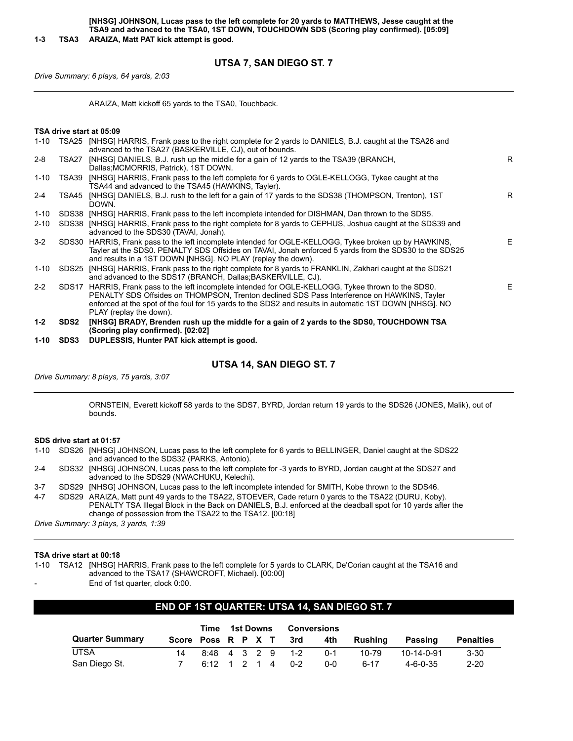| | | | |
|---|---|---|---|
| | | **[NHSG] JOHNSON, Lucas pass to the left complete for 20 yards to MATTHEWS, Jesse caught at the TSA9 and advanced to the TSA0, 1ST DOWN, TOUCHDOWN SDS (Scoring play confirmed). [05:09]** | |
| **1-3** | **TSA3** | **ARAIZA, Matt PAT kick attempt is good.** | |

## UTSA 7, SAN DIEGO ST. 7

*Drive Summary: 6 plays, 64 yards, 2:03*

---

ARAIZA, Matt kickoff 65 yards to the TSA0, Touchback.

**TSA drive start at 05:09**

| | | | |
|---|---|---|---|
| 1-10 | TSA25 | [NHSG] HARRIS, Frank pass to the right complete for 2 yards to DANIELS, B.J. caught at the TSA26 and advanced to the TSA27 (BASKERVILLE, CJ), out of bounds. | |
| 2-8 | TSA27 | [NHSG] DANIELS, B.J. rush up the middle for a gain of 12 yards to the TSA39 (BRANCH, Dallas;MCMORRIS, Patrick), 1ST DOWN. | R |
| 1-10 | TSA39 | [NHSG] HARRIS, Frank pass to the left complete for 6 yards to OGLE-KELLOGG, Tykee caught at the TSA44 and advanced to the TSA45 (HAWKINS, Tayler). | |
| 2-4 | TSA45 | [NHSG] DANIELS, B.J. rush to the left for a gain of 17 yards to the SDS38 (THOMPSON, Trenton), 1ST DOWN. | R |
| 1-10 | SDS38 | [NHSG] HARRIS, Frank pass to the left incomplete intended for DISHMAN, Dan thrown to the SDS5. | |
| 2-10 | SDS38 | [NHSG] HARRIS, Frank pass to the right complete for 8 yards to CEPHUS, Joshua caught at the SDS39 and advanced to the SDS30 (TAVAI, Jonah). | |
| 3-2 | SDS30 | HARRIS, Frank pass to the left incomplete intended for OGLE-KELLOGG, Tykee broken up by HAWKINS, Tayler at the SDS0. PENALTY SDS Offsides on TAVAI, Jonah enforced 5 yards from the SDS30 to the SDS25 and results in a 1ST DOWN [NHSG]. NO PLAY (replay the down). | E |
| 1-10 | SDS25 | [NHSG] HARRIS, Frank pass to the right complete for 8 yards to FRANKLIN, Zakhari caught at the SDS21 and advanced to the SDS17 (BRANCH, Dallas;BASKERVILLE, CJ). | |
| 2-2 | SDS17 | HARRIS, Frank pass to the left incomplete intended for OGLE-KELLOGG, Tykee thrown to the SDS0. PENALTY SDS Offsides on THOMPSON, Trenton declined SDS Pass Interference on HAWKINS, Tayler enforced at the spot of the foul for 15 yards to the SDS2 and results in automatic 1ST DOWN [NHSG]. NO PLAY (replay the down). | E |
| **1-2** | **SDS2** | **[NHSG] BRADY, Brenden rush up the middle for a gain of 2 yards to the SDS0, TOUCHDOWN TSA (Scoring play confirmed). [02:02]** | |
| **1-10** | **SDS3** | **DUPLESSIS, Hunter PAT kick attempt is good.** | |

## UTSA 14, SAN DIEGO ST. 7

*Drive Summary: 8 plays, 75 yards, 3:07*

---

ORNSTEIN, Everett kickoff 58 yards to the SDS7, BYRD, Jordan return 19 yards to the SDS26 (JONES, Malik), out of bounds.

**SDS drive start at 01:57**

| | | |
|---|---|---|
| 1-10 | SDS26 | [NHSG] JOHNSON, Lucas pass to the left complete for 6 yards to BELLINGER, Daniel caught at the SDS22 and advanced to the SDS32 (PARKS, Antonio). |
| 2-4 | SDS32 | [NHSG] JOHNSON, Lucas pass to the left complete for -3 yards to BYRD, Jordan caught at the SDS27 and advanced to the SDS29 (NWACHUKU, Kelechi). |
| 3-7 | SDS29 | [NHSG] JOHNSON, Lucas pass to the left incomplete intended for SMITH, Kobe thrown to the SDS46. |
| 4-7 | SDS29 | ARAIZA, Matt punt 49 yards to the TSA22, STOEVER, Cade return 0 yards to the TSA22 (DURU, Koby). PENALTY TSA Illegal Block in the Back on DANIELS, B.J. enforced at the deadball spot for 10 yards after the change of possession from the TSA22 to the TSA12. [00:18] |

*Drive Summary: 3 plays, 3 yards, 1:39*

---

**TSA drive start at 00:18**

| | | |
|---|---|---|
| 1-10 | TSA12 | [NHSG] HARRIS, Frank pass to the left complete for 5 yards to CLARK, De'Corian caught at the TSA16 and advanced to the TSA17 (SHAWCROFT, Michael). [00:00] |
| - | | End of 1st quarter, clock 0:00. |

## END OF 1ST QUARTER: UTSA 14, SAN DIEGO ST. 7

| Quarter Summary | Score | Time Poss | 1st Downs R | P | X | T | Conversions 3rd | 4th | Rushing | Passing | Penalties |
|---|---|---|---|---|---|---|---|---|---|---|---|
| UTSA | 14 | 8:48 | 4 | 3 | 2 | 9 | 1-2 | 0-1 | 10-79 | 10-14-0-91 | 3-30 |
| San Diego St. | 7 | 6:12 | 1 | 2 | 1 | 4 | 0-2 | 0-0 | 6-17 | 4-6-0-35 | 2-20 |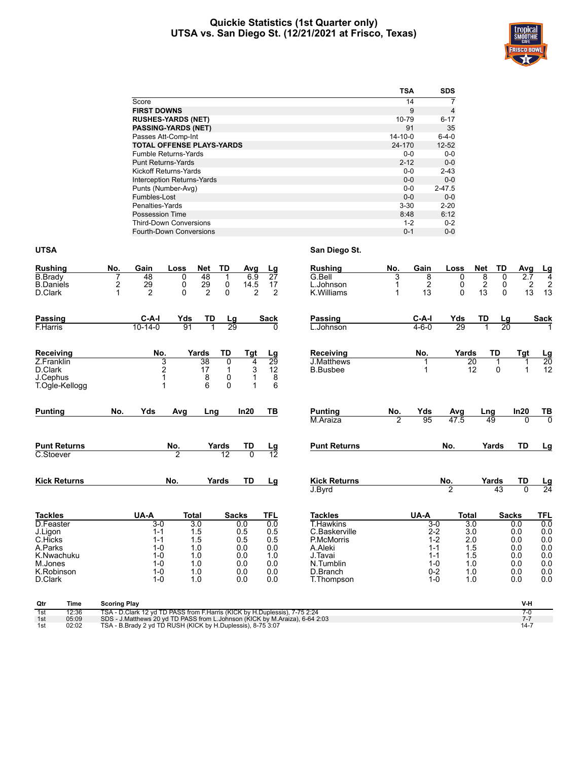# Quickie Statistics (1st Quarter only)
## UTSA vs. San Diego St. (12/21/2021 at Frisco, Texas)

| | TSA | SDS |
|---|---|---|
| Score | 14 | 7 |
| **FIRST DOWNS** | 9 | 4 |
| **RUSHES-YARDS (NET)** | 10-79 | 6-17 |
| **PASSING-YARDS (NET)** | 91 | 35 |
| Passes Att-Comp-Int | 14-10-0 | 6-4-0 |
| **TOTAL OFFENSE PLAYS-YARDS** | 24-170 | 12-52 |
| Fumble Returns-Yards | 0-0 | 0-0 |
| Punt Returns-Yards | 2-12 | 0-0 |
| Kickoff Returns-Yards | 0-0 | 2-43 |
| Interception Returns-Yards | 0-0 | 0-0 |
| Punts (Number-Avg) | 0-0 | 2-47.5 |
| Fumbles-Lost | 0-0 | 0-0 |
| Penalties-Yards | 3-30 | 2-20 |
| Possession Time | 8:48 | 6:12 |
| Third-Down Conversions | 1-2 | 0-2 |
| Fourth-Down Conversions | 0-1 | 0-0 |

### UTSA

| Rushing | No. | Gain | Loss | Net | TD | Avg | Lg |
|---|---|---|---|---|---|---|---|
| B.Brady | 7 | 48 | 0 | 48 | 1 | 6.9 | 27 |
| B.Daniels | 2 | 29 | 0 | 29 | 0 | 14.5 | 17 |
| D.Clark | 1 | 2 | 0 | 2 | 0 | 2 | 2 |

| Passing | C-A-I | Yds | TD | Lg | Sack |
|---|---|---|---|---|---|
| F.Harris | 10-14-0 | 91 | 1 | 29 | 0 |

| Receiving | No. | Yards | TD | Tgt | Lg |
|---|---|---|---|---|---|
| Z.Franklin | 3 | 38 | 0 | 4 | 29 |
| D.Clark | 2 | 17 | 1 | 3 | 12 |
| J.Cephus | 1 | 8 | 0 | 1 | 8 |
| T.Ogle-Kellogg | 1 | 6 | 0 | 1 | 6 |

| Punting | No. | Yds | Avg | Lng | In20 | TB |
|---|---|---|---|---|---|---|

| Punt Returns | No. | Yards | TD | Lg |
|---|---|---|---|---|
| C.Stoever | 2 | 12 | 0 | 12 |

| Kick Returns | No. | Yards | TD | Lg |
|---|---|---|---|---|

| Tackles | UA-A | Total | Sacks | TFL |
|---|---|---|---|---|
| D.Feaster | 3-0 | 3.0 | 0.0 | 0.0 |
| J.Ligon | 1-1 | 1.5 | 0.5 | 0.5 |
| C.Hicks | 1-1 | 1.5 | 0.5 | 0.5 |
| A.Parks | 1-0 | 1.0 | 0.0 | 0.0 |
| K.Nwachuku | 1-0 | 1.0 | 0.0 | 1.0 |
| M.Jones | 1-0 | 1.0 | 0.0 | 0.0 |
| K.Robinson | 1-0 | 1.0 | 0.0 | 0.0 |
| D.Clark | 1-0 | 1.0 | 0.0 | 0.0 |

### San Diego St.

| Rushing | No. | Gain | Loss | Net | TD | Avg | Lg |
|---|---|---|---|---|---|---|---|
| G.Bell | 3 | 8 | 0 | 8 | 0 | 2.7 | 4 |
| L.Johnson | 1 | 2 | 0 | 2 | 0 | 2 | 2 |
| K.Williams | 1 | 13 | 0 | 13 | 0 | 13 | 13 |

| Passing | C-A-I | Yds | TD | Lg | Sack |
|---|---|---|---|---|---|
| L.Johnson | 4-6-0 | 29 | 1 | 20 | 1 |

| Receiving | No. | Yards | TD | Tgt | Lg |
|---|---|---|---|---|---|
| J.Matthews | 1 | 20 | 1 | 1 | 20 |
| B.Busbee | 1 | 12 | 0 | 1 | 12 |

| Punting | No. | Yds | Avg | Lng | In20 | TB |
|---|---|---|---|---|---|---|
| M.Araiza | 2 | 95 | 47.5 | 49 | 0 | 0 |

| Punt Returns | No. | Yards | TD | Lg |
|---|---|---|---|---|

| Kick Returns | No. | Yards | TD | Lg |
|---|---|---|---|---|
| J.Byrd | 2 | 43 | 0 | 24 |

| Tackles | UA-A | Total | Sacks | TFL |
|---|---|---|---|---|
| T.Hawkins | 3-0 | 3.0 | 0.0 | 0.0 |
| C.Baskerville | 2-2 | 3.0 | 0.0 | 0.0 |
| P.McMorris | 1-2 | 2.0 | 0.0 | 0.0 |
| A.Aleki | 1-1 | 1.5 | 0.0 | 0.0 |
| J.Tavai | 1-1 | 1.5 | 0.0 | 0.0 |
| N.Tumblin | 1-0 | 1.0 | 0.0 | 0.0 |
| D.Branch | 0-2 | 1.0 | 0.0 | 0.0 |
| T.Thompson | 1-0 | 1.0 | 0.0 | 0.0 |

### Scoring Plays

| Qtr | Time | Scoring Play | V-H |
|---|---|---|---|
| 1st | 12:36 | TSA - D.Clark 12 yd TD PASS from F.Harris (KICK by H.Duplessis), 7-75 2:24 | 7-0 |
| 1st | 05:09 | SDS - J.Matthews 20 yd TD PASS from L.Johnson (KICK by M.Araiza), 6-64 2:03 | 7-7 |
| 1st | 02:02 | TSA - B.Brady 2 yd TD RUSH (KICK by H.Duplessis), 8-75 3:07 | 14-7 |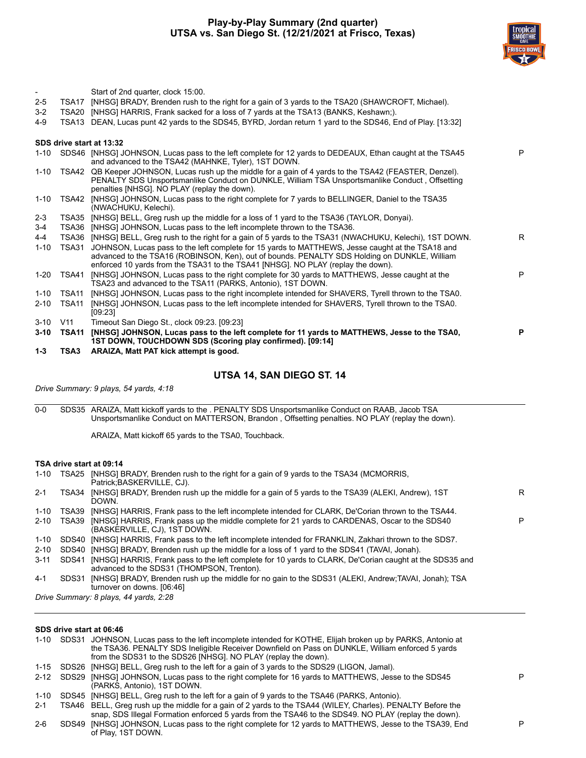# Play-by-Play Summary (2nd quarter)
## UTSA vs. San Diego St. (12/21/2021 at Frisco, Texas)

| Down | Spot | Play | |
|---|---|---|---|
| - | | Start of 2nd quarter, clock 15:00. | |
| 2-5 | TSA17 | [NHSG] BRADY, Brenden rush to the right for a gain of 3 yards to the TSA20 (SHAWCROFT, Michael). | |
| 3-2 | TSA20 | [NHSG] HARRIS, Frank sacked for a loss of 7 yards at the TSA13 (BANKS, Keshawn;). | |
| 4-9 | TSA13 | DEAN, Lucas punt 42 yards to the SDS45, BYRD, Jordan return 1 yard to the SDS46, End of Play. [13:32] | |

**SDS drive start at 13:32**

| Down | Spot | Play | |
|---|---|---|---|
| 1-10 | SDS46 | [NHSG] JOHNSON, Lucas pass to the left complete for 12 yards to DEDEAUX, Ethan caught at the TSA45 and advanced to the TSA42 (MAHNKE, Tyler), 1ST DOWN. | P |
| 1-10 | TSA42 | QB Keeper JOHNSON, Lucas rush up the middle for a gain of 4 yards to the TSA42 (FEASTER, Denzel). PENALTY SDS Unsportsmanlike Conduct on DUNKLE, William TSA Unsportsmanlike Conduct , Offsetting penalties [NHSG]. NO PLAY (replay the down). | |
| 1-10 | TSA42 | [NHSG] JOHNSON, Lucas pass to the right complete for 7 yards to BELLINGER, Daniel to the TSA35 (NWACHUKU, Kelechi). | |
| 2-3 | TSA35 | [NHSG] BELL, Greg rush up the middle for a loss of 1 yard to the TSA36 (TAYLOR, Donyai). | |
| 3-4 | TSA36 | [NHSG] JOHNSON, Lucas pass to the left incomplete thrown to the TSA36. | |
| 4-4 | TSA36 | [NHSG] BELL, Greg rush to the right for a gain of 5 yards to the TSA31 (NWACHUKU, Kelechi), 1ST DOWN. | R |
| 1-10 | TSA31 | JOHNSON, Lucas pass to the left complete for 15 yards to MATTHEWS, Jesse caught at the TSA18 and advanced to the TSA16 (ROBINSON, Ken), out of bounds. PENALTY SDS Holding on DUNKLE, William enforced 10 yards from the TSA31 to the TSA41 [NHSG]. NO PLAY (replay the down). | |
| 1-20 | TSA41 | [NHSG] JOHNSON, Lucas pass to the right complete for 30 yards to MATTHEWS, Jesse caught at the TSA23 and advanced to the TSA11 (PARKS, Antonio), 1ST DOWN. | P |
| 1-10 | TSA11 | [NHSG] JOHNSON, Lucas pass to the right incomplete intended for SHAVERS, Tyrell thrown to the TSA0. | |
| 2-10 | TSA11 | [NHSG] JOHNSON, Lucas pass to the left incomplete intended for SHAVERS, Tyrell thrown to the TSA0. [09:23] | |
| 3-10 | V11 | Timeout San Diego St., clock 09:23. [09:23] | |
| **3-10** | **TSA11** | **[NHSG] JOHNSON, Lucas pass to the left complete for 11 yards to MATTHEWS, Jesse to the TSA0, 1ST DOWN, TOUCHDOWN SDS (Scoring play confirmed). [09:14]** | **P** |
| **1-3** | **TSA3** | **ARAIZA, Matt PAT kick attempt is good.** | |

## UTSA 14, SAN DIEGO ST. 14

*Drive Summary: 9 plays, 54 yards, 4:18*

| Down | Spot | Play |
|---|---|---|
| 0-0 | SDS35 | ARAIZA, Matt kickoff yards to the . PENALTY SDS Unsportsmanlike Conduct on RAAB, Jacob TSA Unsportsmanlike Conduct on MATTERSON, Brandon , Offsetting penalties. NO PLAY (replay the down). |
| | | ARAIZA, Matt kickoff 65 yards to the TSA0, Touchback. |

**TSA drive start at 09:14**

| Down | Spot | Play | |
|---|---|---|---|
| 1-10 | TSA25 | [NHSG] BRADY, Brenden rush to the right for a gain of 9 yards to the TSA34 (MCMORRIS, Patrick;BASKERVILLE, CJ). | |
| 2-1 | TSA34 | [NHSG] BRADY, Brenden rush up the middle for a gain of 5 yards to the TSA39 (ALEKI, Andrew), 1ST DOWN. | R |
| 1-10 | TSA39 | [NHSG] HARRIS, Frank pass to the left incomplete intended for CLARK, De'Corian thrown to the TSA44. | |
| 2-10 | TSA39 | [NHSG] HARRIS, Frank pass up the middle complete for 21 yards to CARDENAS, Oscar to the SDS40 (BASKERVILLE, CJ), 1ST DOWN. | P |
| 1-10 | SDS40 | [NHSG] HARRIS, Frank pass to the left incomplete intended for FRANKLIN, Zakhari thrown to the SDS7. | |
| 2-10 | SDS40 | [NHSG] BRADY, Brenden rush up the middle for a loss of 1 yard to the SDS41 (TAVAI, Jonah). | |
| 3-11 | SDS41 | [NHSG] HARRIS, Frank pass to the left complete for 10 yards to CLARK, De'Corian caught at the SDS35 and advanced to the SDS31 (THOMPSON, Trenton). | |
| 4-1 | SDS31 | [NHSG] BRADY, Brenden rush up the middle for no gain to the SDS31 (ALEKI, Andrew;TAVAI, Jonah); TSA turnover on downs. [06:46] | |

*Drive Summary: 8 plays, 44 yards, 2:28*

**SDS drive start at 06:46**

| Down | Spot | Play | |
|---|---|---|---|
| 1-10 | SDS31 | JOHNSON, Lucas pass to the left incomplete intended for KOTHE, Elijah broken up by PARKS, Antonio at the TSA36. PENALTY SDS Ineligible Receiver Downfield on Pass on DUNKLE, William enforced 5 yards from the SDS31 to the SDS26 [NHSG]. NO PLAY (replay the down). | |
| 1-15 | SDS26 | [NHSG] BELL, Greg rush to the left for a gain of 3 yards to the SDS29 (LIGON, Jamal). | |
| 2-12 | SDS29 | [NHSG] JOHNSON, Lucas pass to the right complete for 16 yards to MATTHEWS, Jesse to the SDS45 (PARKS, Antonio), 1ST DOWN. | P |
| 1-10 | SDS45 | [NHSG] BELL, Greg rush to the left for a gain of 9 yards to the TSA46 (PARKS, Antonio). | |
| 2-1 | TSA46 | BELL, Greg rush up the middle for a gain of 2 yards to the TSA44 (WILEY, Charles). PENALTY Before the snap, SDS Illegal Formation enforced 5 yards from the TSA46 to the SDS49. NO PLAY (replay the down). | |
| 2-6 | SDS49 | [NHSG] JOHNSON, Lucas pass to the right complete for 12 yards to MATTHEWS, Jesse to the TSA39, End of Play, 1ST DOWN. | P |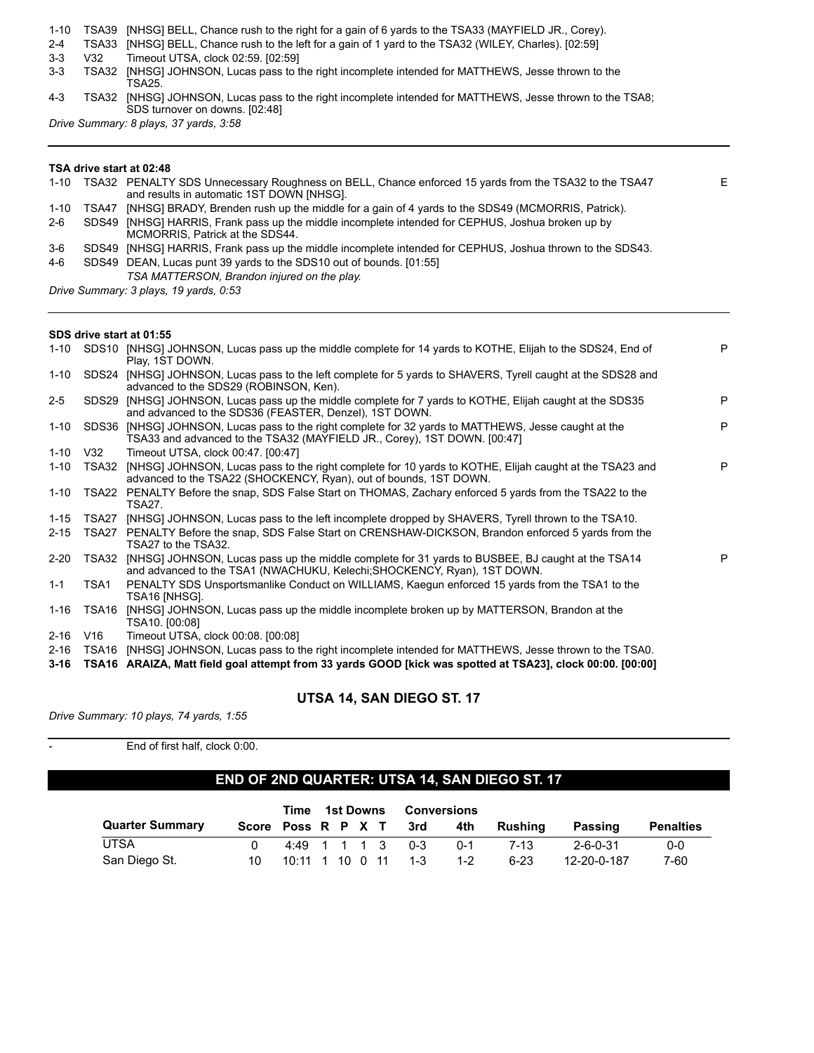| | | | |
|---|---|---|---|
| 1-10 | TSA39 | [NHSG] BELL, Chance rush to the right for a gain of 6 yards to the TSA33 (MAYFIELD JR., Corey). | |
| 2-4 | TSA33 | [NHSG] BELL, Chance rush to the left for a gain of 1 yard to the TSA32 (WILEY, Charles). [02:59] | |
| 3-3 | V32 | Timeout UTSA, clock 02:59. [02:59] | |
| 3-3 | TSA32 | [NHSG] JOHNSON, Lucas pass to the right incomplete intended for MATTHEWS, Jesse thrown to the TSA25. | |
| 4-3 | TSA32 | [NHSG] JOHNSON, Lucas pass to the right incomplete intended for MATTHEWS, Jesse thrown to the TSA8; SDS turnover on downs. [02:48] | |

*Drive Summary: 8 plays, 37 yards, 3:58*

---

**TSA drive start at 02:48**

| | | | |
|---|---|---|---|
| 1-10 | TSA32 | PENALTY SDS Unnecessary Roughness on BELL, Chance enforced 15 yards from the TSA32 to the TSA47 and results in automatic 1ST DOWN [NHSG]. | E |
| 1-10 | TSA47 | [NHSG] BRADY, Brenden rush up the middle for a gain of 4 yards to the SDS49 (MCMORRIS, Patrick). | |
| 2-6 | SDS49 | [NHSG] HARRIS, Frank pass up the middle incomplete intended for CEPHUS, Joshua broken up by MCMORRIS, Patrick at the SDS44. | |
| 3-6 | SDS49 | [NHSG] HARRIS, Frank pass up the middle incomplete intended for CEPHUS, Joshua thrown to the SDS43. | |
| 4-6 | SDS49 | DEAN, Lucas punt 39 yards to the SDS10 out of bounds. [01:55] *TSA MATTERSON, Brandon injured on the play.* | |

*Drive Summary: 3 plays, 19 yards, 0:53*

---

**SDS drive start at 01:55**

| | | | |
|---|---|---|---|
| 1-10 | SDS10 | [NHSG] JOHNSON, Lucas pass up the middle complete for 14 yards to KOTHE, Elijah to the SDS24, End of Play, 1ST DOWN. | P |
| 1-10 | SDS24 | [NHSG] JOHNSON, Lucas pass to the left complete for 5 yards to SHAVERS, Tyrell caught at the SDS28 and advanced to the SDS29 (ROBINSON, Ken). | |
| 2-5 | SDS29 | [NHSG] JOHNSON, Lucas pass up the middle complete for 7 yards to KOTHE, Elijah caught at the SDS35 and advanced to the SDS36 (FEASTER, Denzel), 1ST DOWN. | P |
| 1-10 | SDS36 | [NHSG] JOHNSON, Lucas pass to the right complete for 32 yards to MATTHEWS, Jesse caught at the TSA33 and advanced to the TSA32 (MAYFIELD JR., Corey), 1ST DOWN. [00:47] | P |
| 1-10 | V32 | Timeout UTSA, clock 00:47. [00:47] | |
| 1-10 | TSA32 | [NHSG] JOHNSON, Lucas pass to the right complete for 10 yards to KOTHE, Elijah caught at the TSA23 and advanced to the TSA22 (SHOCKENCY, Ryan), out of bounds, 1ST DOWN. | P |
| 1-10 | TSA22 | PENALTY Before the snap, SDS False Start on THOMAS, Zachary enforced 5 yards from the TSA22 to the TSA27. | |
| 1-15 | TSA27 | [NHSG] JOHNSON, Lucas pass to the left incomplete dropped by SHAVERS, Tyrell thrown to the TSA10. | |
| 2-15 | TSA27 | PENALTY Before the snap, SDS False Start on CRENSHAW-DICKSON, Brandon enforced 5 yards from the TSA27 to the TSA32. | |
| 2-20 | TSA32 | [NHSG] JOHNSON, Lucas pass up the middle complete for 31 yards to BUSBEE, BJ caught at the TSA14 and advanced to the TSA1 (NWACHUKU, Kelechi;SHOCKENCY, Ryan), 1ST DOWN. | P |
| 1-1 | TSA1 | PENALTY SDS Unsportsmanlike Conduct on WILLIAMS, Kaegun enforced 15 yards from the TSA1 to the TSA16 [NHSG]. | |
| 1-16 | TSA16 | [NHSG] JOHNSON, Lucas pass up the middle incomplete broken up by MATTERSON, Brandon at the TSA10. [00:08] | |
| 2-16 | V16 | Timeout UTSA, clock 00:08. [00:08] | |
| 2-16 | TSA16 | [NHSG] JOHNSON, Lucas pass to the right incomplete intended for MATTHEWS, Jesse thrown to the TSA0. | |
| **3-16** | **TSA16** | **ARAIZA, Matt field goal attempt from 33 yards GOOD [kick was spotted at TSA23], clock 00:00. [00:00]** | |

**UTSA 14, SAN DIEGO ST. 17**

*Drive Summary: 10 plays, 74 yards, 1:55*

---

- End of first half, clock 0:00.

## END OF 2ND QUARTER: UTSA 14, SAN DIEGO ST. 17

| Quarter Summary | Score | Time Poss | 1st Downs R | P | X | T | Conversions 3rd | 4th | Rushing | Passing | Penalties |
|---|---|---|---|---|---|---|---|---|---|---|---|
| UTSA | 0 | 4:49 | 1 | 1 | 1 | 3 | 0-3 | 0-1 | 7-13 | 2-6-0-31 | 0-0 |
| San Diego St. | 10 | 10:11 | 1 | 10 | 0 | 11 | 1-3 | 1-2 | 6-23 | 12-20-0-187 | 7-60 |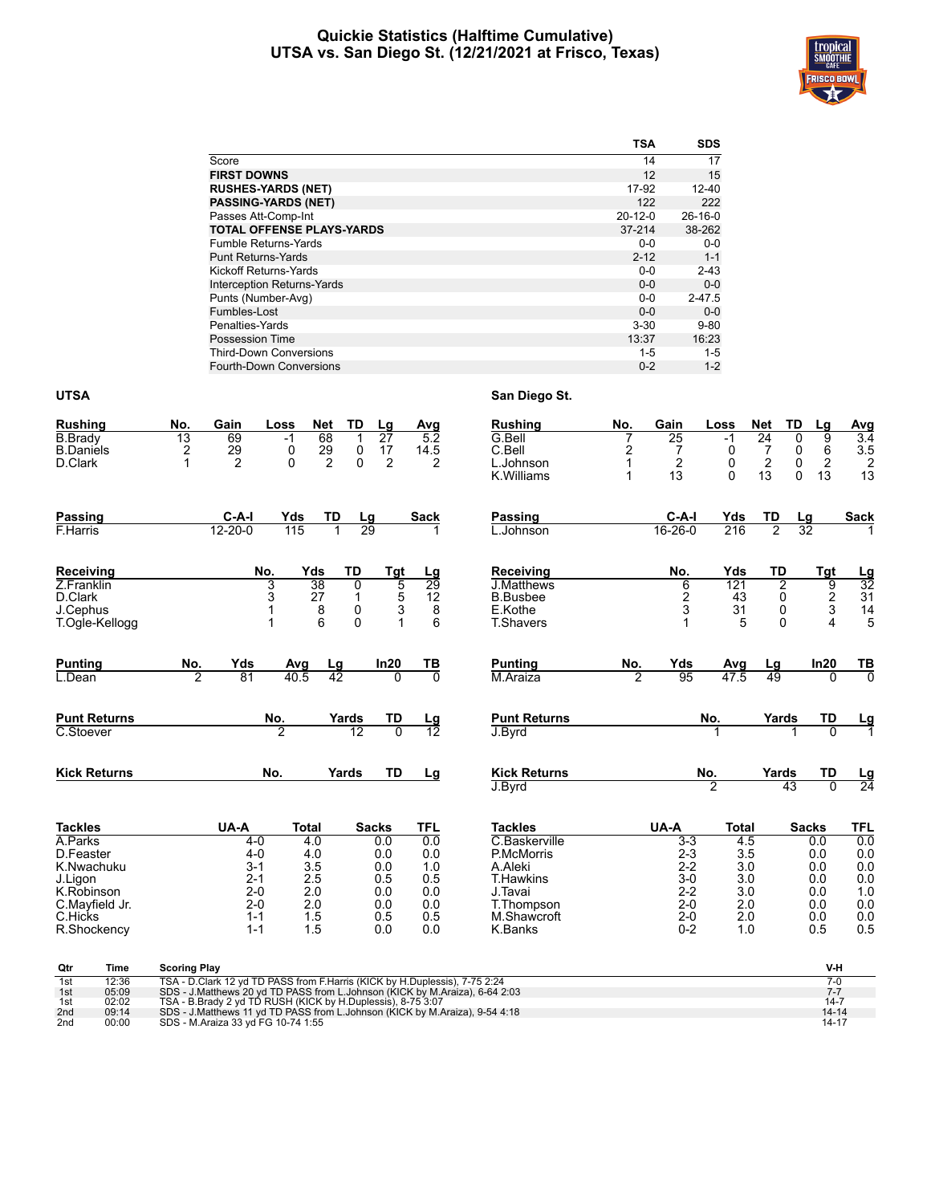# Quickie Statistics (Halftime Cumulative)
## UTSA vs. San Diego St. (12/21/2021 at Frisco, Texas)

| | TSA | SDS |
|---|---|---|
| Score | 14 | 17 |
| **FIRST DOWNS** | 12 | 15 |
| **RUSHES-YARDS (NET)** | 17-92 | 12-40 |
| **PASSING-YARDS (NET)** | 122 | 222 |
| Passes Att-Comp-Int | 20-12-0 | 26-16-0 |
| **TOTAL OFFENSE PLAYS-YARDS** | 37-214 | 38-262 |
| Fumble Returns-Yards | 0-0 | 0-0 |
| Punt Returns-Yards | 2-12 | 1-1 |
| Kickoff Returns-Yards | 0-0 | 2-43 |
| Interception Returns-Yards | 0-0 | 0-0 |
| Punts (Number-Avg) | 0-0 | 2-47.5 |
| Fumbles-Lost | 0-0 | 0-0 |
| Penalties-Yards | 3-30 | 9-80 |
| Possession Time | 13:37 | 16:23 |
| Third-Down Conversions | 1-5 | 1-5 |
| Fourth-Down Conversions | 0-2 | 1-2 |

### UTSA

| Rushing | No. | Gain | Loss | Net | TD | Lg | Avg |
|---|---|---|---|---|---|---|---|
| B.Brady | 13 | 69 | -1 | 68 | 1 | 27 | 5.2 |
| B.Daniels | 2 | 29 | 0 | 29 | 0 | 17 | 14.5 |
| D.Clark | 1 | 2 | 0 | 2 | 0 | 2 | 2 |

| Passing | C-A-I | Yds | TD | Lg | Sack |
|---|---|---|---|---|---|
| F.Harris | 12-20-0 | 115 | 1 | 29 | 1 |

| Receiving | No. | Yds | TD | Tgt | Lg |
|---|---|---|---|---|---|
| Z.Franklin | 3 | 38 | 0 | 5 | 29 |
| D.Clark | 3 | 27 | 1 | 5 | 12 |
| J.Cephus | 1 | 8 | 0 | 3 | 8 |
| T.Ogle-Kellogg | 1 | 6 | 0 | 1 | 6 |

| Punting | No. | Yds | Avg | Lg | In20 | TB |
|---|---|---|---|---|---|---|
| L.Dean | 2 | 81 | 40.5 | 42 | 0 | 0 |

| Punt Returns | No. | Yards | TD | Lg |
|---|---|---|---|---|
| C.Stoever | 2 | 12 | 0 | 12 |

| Kick Returns | No. | Yards | TD | Lg |
|---|---|---|---|---|

| Tackles | UA-A | Total | Sacks | TFL |
|---|---|---|---|---|
| A.Parks | 4-0 | 4.0 | 0.0 | 0.0 |
| D.Feaster | 4-0 | 4.0 | 0.0 | 0.0 |
| K.Nwachuku | 3-1 | 3.5 | 0.0 | 1.0 |
| J.Ligon | 2-1 | 2.5 | 0.5 | 0.5 |
| K.Robinson | 2-0 | 2.0 | 0.0 | 0.0 |
| C.Mayfield Jr. | 2-0 | 2.0 | 0.0 | 0.0 |
| C.Hicks | 1-1 | 1.5 | 0.5 | 0.5 |
| R.Shockency | 1-1 | 1.5 | 0.0 | 0.0 |

### San Diego St.

| Rushing | No. | Gain | Loss | Net | TD | Lg | Avg |
|---|---|---|---|---|---|---|---|
| G.Bell | 7 | 25 | -1 | 24 | 0 | 9 | 3.4 |
| C.Bell | 2 | 7 | 0 | 7 | 0 | 6 | 3.5 |
| L.Johnson | 1 | 2 | 0 | 2 | 0 | 2 | 2 |
| K.Williams | 1 | 13 | 0 | 13 | 0 | 13 | 13 |

| Passing | C-A-I | Yds | TD | Lg | Sack |
|---|---|---|---|---|---|
| L.Johnson | 16-26-0 | 216 | 2 | 32 | 1 |

| Receiving | No. | Yds | TD | Tgt | Lg |
|---|---|---|---|---|---|
| J.Matthews | 6 | 121 | 2 | 9 | 32 |
| B.Busbee | 2 | 43 | 0 | 2 | 31 |
| E.Kothe | 3 | 31 | 0 | 3 | 14 |
| T.Shavers | 1 | 5 | 0 | 4 | 5 |

| Punting | No. | Yds | Avg | Lg | In20 | TB |
|---|---|---|---|---|---|---|
| M.Araiza | 2 | 95 | 47.5 | 49 | 0 | 0 |

| Punt Returns | No. | Yards | TD | Lg |
|---|---|---|---|---|
| J.Byrd | 1 | 1 | 0 | 1 |

| Kick Returns | No. | Yards | TD | Lg |
|---|---|---|---|---|
| J.Byrd | 2 | 43 | 0 | 24 |

| Tackles | UA-A | Total | Sacks | TFL |
|---|---|---|---|---|
| C.Baskerville | 3-3 | 4.5 | 0.0 | 0.0 |
| P.McMorris | 2-3 | 3.5 | 0.0 | 0.0 |
| A.Aleki | 2-2 | 3.0 | 0.0 | 0.0 |
| T.Hawkins | 3-0 | 3.0 | 0.0 | 0.0 |
| J.Tavai | 2-2 | 3.0 | 0.0 | 1.0 |
| T.Thompson | 2-0 | 2.0 | 0.0 | 0.0 |
| M.Shawcroft | 2-0 | 2.0 | 0.0 | 0.0 |
| K.Banks | 0-2 | 1.0 | 0.5 | 0.5 |

### Scoring Summary

| Qtr | Time | Scoring Play | V-H |
|---|---|---|---|
| 1st | 12:36 | TSA - D.Clark 12 yd TD PASS from F.Harris (KICK by H.Duplessis), 7-75 2:24 | 7-0 |
| 1st | 05:09 | SDS - J.Matthews 20 yd TD PASS from L.Johnson (KICK by M.Araiza), 6-64 2:03 | 7-7 |
| 1st | 02:02 | TSA - B.Brady 2 yd TD RUSH (KICK by H.Duplessis), 8-75 3:07 | 14-7 |
| 2nd | 09:14 | SDS - J.Matthews 11 yd TD PASS from L.Johnson (KICK by M.Araiza), 9-54 4:18 | 14-14 |
| 2nd | 00:00 | SDS - M.Araiza 33 yd FG 10-74 1:55 | 14-17 |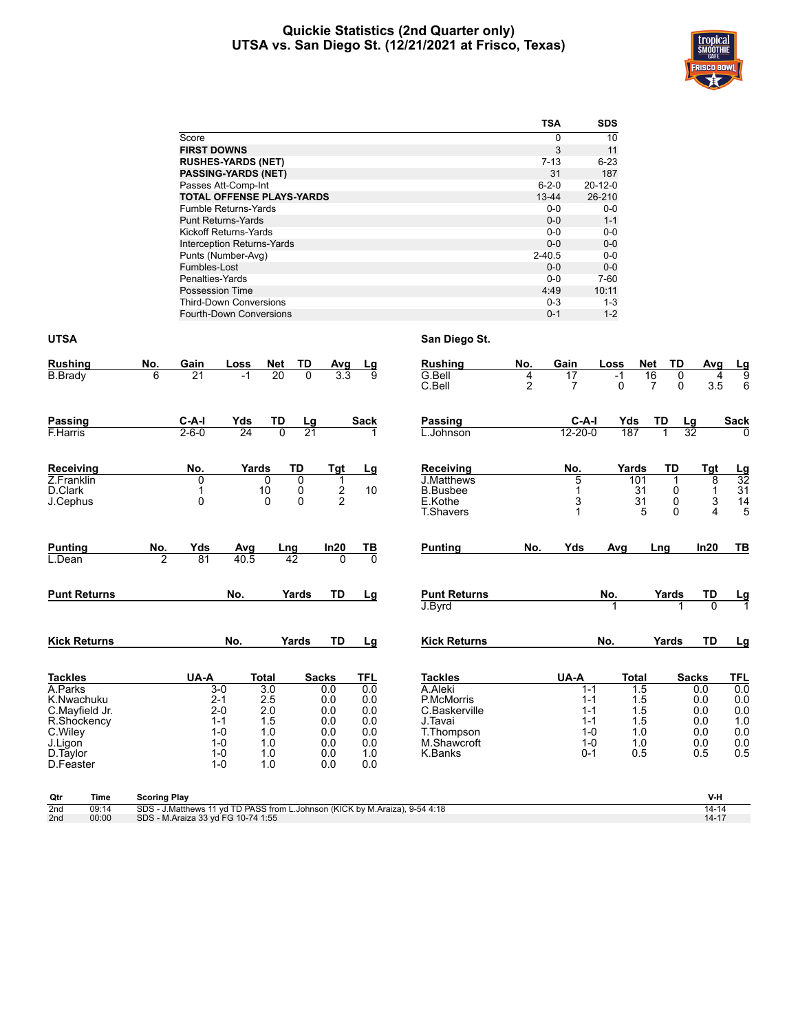# Quickie Statistics (2nd Quarter only)
## UTSA vs. San Diego St. (12/21/2021 at Frisco, Texas)

| | TSA | SDS |
|---|---|---|
| Score | 0 | 10 |
| **FIRST DOWNS** | 3 | 11 |
| **RUSHES-YARDS (NET)** | 7-13 | 6-23 |
| **PASSING-YARDS (NET)** | 31 | 187 |
| Passes Att-Comp-Int | 6-2-0 | 20-12-0 |
| **TOTAL OFFENSE PLAYS-YARDS** | 13-44 | 26-210 |
| Fumble Returns-Yards | 0-0 | 0-0 |
| Punt Returns-Yards | 0-0 | 1-1 |
| Kickoff Returns-Yards | 0-0 | 0-0 |
| Interception Returns-Yards | 0-0 | 0-0 |
| Punts (Number-Avg) | 2-40.5 | 0-0 |
| Fumbles-Lost | 0-0 | 0-0 |
| Penalties-Yards | 0-0 | 7-60 |
| Possession Time | 4:49 | 10:11 |
| Third-Down Conversions | 0-3 | 1-3 |
| Fourth-Down Conversions | 0-1 | 1-2 |

### UTSA

| Rushing | No. | Gain | Loss | Net | TD | Avg | Lg |
|---|---|---|---|---|---|---|---|
| B.Brady | 6 | 21 | -1 | 20 | 0 | 3.3 | 9 |

| Passing | C-A-I | Yds | TD | Lg | Sack |
|---|---|---|---|---|---|
| F.Harris | 2-6-0 | 24 | 0 | 21 | 1 |

| Receiving | No. | Yards | TD | Tgt | Lg |
|---|---|---|---|---|---|
| Z.Franklin | 0 | 0 | 0 | 1 | |
| D.Clark | 1 | 10 | 0 | 2 | 10 |
| J.Cephus | 0 | 0 | 0 | 2 | |

| Punting | No. | Yds | Avg | Lng | In20 | TB |
|---|---|---|---|---|---|---|
| L.Dean | 2 | 81 | 40.5 | 42 | 0 | 0 |

| Punt Returns | No. | Yards | TD | Lg |
|---|---|---|---|---|

| Kick Returns | No. | Yards | TD | Lg |
|---|---|---|---|---|

| Tackles | UA-A | Total | Sacks | TFL |
|---|---|---|---|---|
| A.Parks | 3-0 | 3.0 | 0.0 | 0.0 |
| K.Nwachuku | 2-1 | 2.5 | 0.0 | 0.0 |
| C.Mayfield Jr. | 2-0 | 2.0 | 0.0 | 0.0 |
| R.Shockency | 1-1 | 1.5 | 0.0 | 0.0 |
| C.Wiley | 1-0 | 1.0 | 0.0 | 0.0 |
| J.Ligon | 1-0 | 1.0 | 0.0 | 0.0 |
| D.Taylor | 1-0 | 1.0 | 0.0 | 1.0 |
| D.Feaster | 1-0 | 1.0 | 0.0 | 0.0 |

### San Diego St.

| Rushing | No. | Gain | Loss | Net | TD | Avg | Lg |
|---|---|---|---|---|---|---|---|
| G.Bell | 4 | 17 | -1 | 16 | 0 | 4 | 9 |
| C.Bell | 2 | 7 | 0 | 7 | 0 | 3.5 | 6 |

| Passing | C-A-I | Yds | TD | Lg | Sack |
|---|---|---|---|---|---|
| L.Johnson | 12-20-0 | 187 | 1 | 32 | 0 |

| Receiving | No. | Yards | TD | Tgt | Lg |
|---|---|---|---|---|---|
| J.Matthews | 5 | 101 | 1 | 8 | 32 |
| B.Busbee | 1 | 31 | 0 | 1 | 31 |
| E.Kothe | 3 | 31 | 0 | 3 | 14 |
| T.Shavers | 1 | 5 | 0 | 4 | 5 |

| Punting | No. | Yds | Avg | Lng | In20 | TB |
|---|---|---|---|---|---|---|

| Punt Returns | No. | Yards | TD | Lg |
|---|---|---|---|---|
| J.Byrd | 1 | 1 | 0 | 1 |

| Kick Returns | No. | Yards | TD | Lg |
|---|---|---|---|---|

| Tackles | UA-A | Total | Sacks | TFL |
|---|---|---|---|---|
| A.Aleki | 1-1 | 1.5 | 0.0 | 0.0 |
| P.McMorris | 1-1 | 1.5 | 0.0 | 0.0 |
| C.Baskerville | 1-1 | 1.5 | 0.0 | 0.0 |
| J.Tavai | 1-1 | 1.5 | 0.0 | 1.0 |
| T.Thompson | 1-0 | 1.0 | 0.0 | 0.0 |
| M.Shawcroft | 1-0 | 1.0 | 0.0 | 0.0 |
| K.Banks | 0-1 | 0.5 | 0.5 | 0.5 |

| Qtr | Time | Scoring Play | V-H |
|---|---|---|---|
| 2nd | 09:14 | SDS - J.Matthews 11 yd TD PASS from L.Johnson (KICK by M.Araiza), 9-54 4:18 | 14-14 |
| 2nd | 00:00 | SDS - M.Araiza 33 yd FG 10-74 1:55 | 14-17 |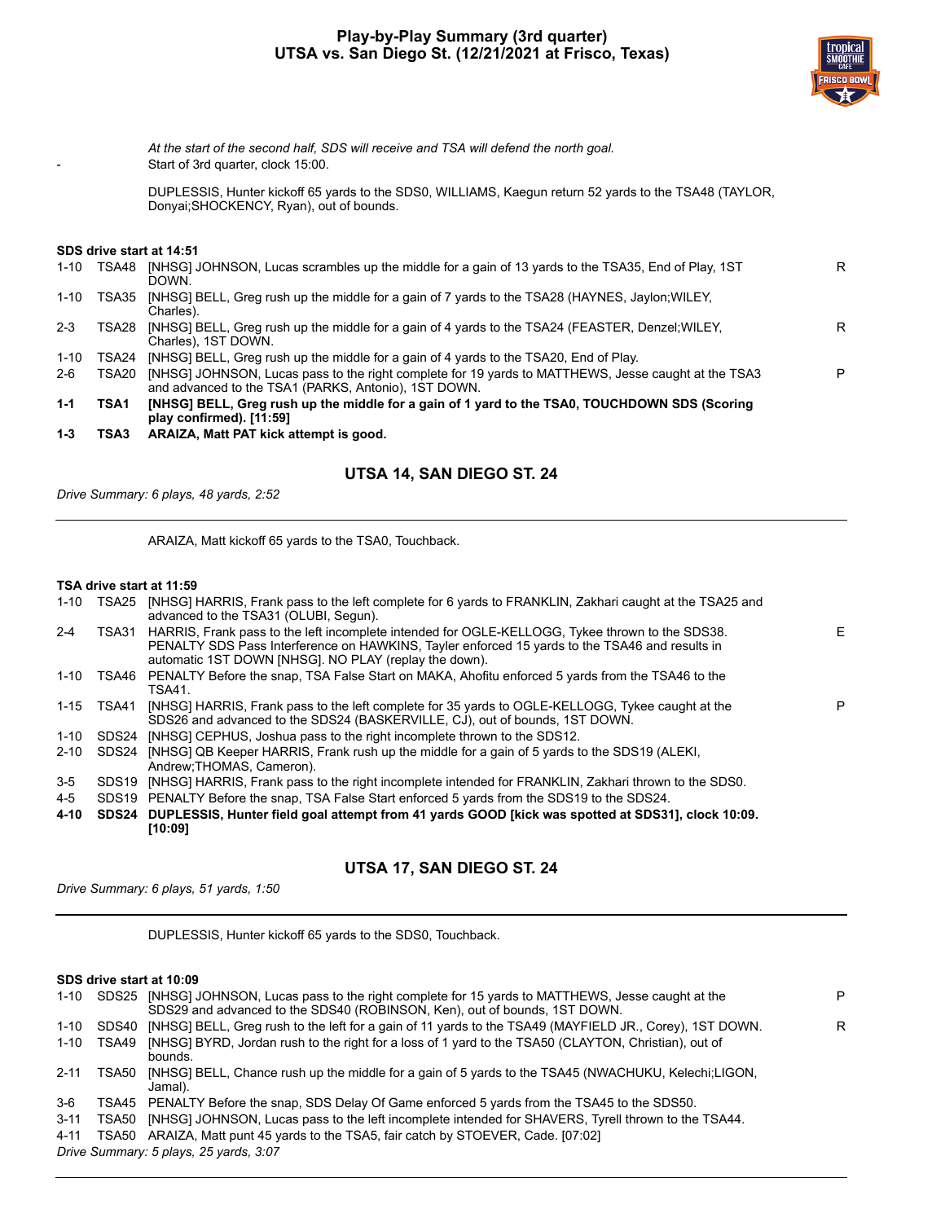# Play-by-Play Summary (3rd quarter)
## UTSA vs. San Diego St. (12/21/2021 at Frisco, Texas)

*At the start of the second half, SDS will receive and TSA will defend the north goal.*

- Start of 3rd quarter, clock 15:00.

DUPLESSIS, Hunter kickoff 65 yards to the SDS0, WILLIAMS, Kaegun return 52 yards to the TSA48 (TAYLOR, Donyai;SHOCKENCY, Ryan), out of bounds.

**SDS drive start at 14:51**

| Down | Spot | Play | |
|---|---|---|---|
| 1-10 | TSA48 | [NHSG] JOHNSON, Lucas scrambles up the middle for a gain of 13 yards to the TSA35, End of Play, 1ST DOWN. | R |
| 1-10 | TSA35 | [NHSG] BELL, Greg rush up the middle for a gain of 7 yards to the TSA28 (HAYNES, Jaylon;WILEY, Charles). | |
| 2-3 | TSA28 | [NHSG] BELL, Greg rush up the middle for a gain of 4 yards to the TSA24 (FEASTER, Denzel;WILEY, Charles), 1ST DOWN. | R |
| 1-10 | TSA24 | [NHSG] BELL, Greg rush up the middle for a gain of 4 yards to the TSA20, End of Play. | |
| 2-6 | TSA20 | [NHSG] JOHNSON, Lucas pass to the right complete for 19 yards to MATTHEWS, Jesse caught at the TSA3 and advanced to the TSA1 (PARKS, Antonio), 1ST DOWN. | P |
| **1-1** | **TSA1** | **[NHSG] BELL, Greg rush up the middle for a gain of 1 yard to the TSA0, TOUCHDOWN SDS (Scoring play confirmed). [11:59]** | |
| **1-3** | **TSA3** | **ARAIZA, Matt PAT kick attempt is good.** | |

### UTSA 14, SAN DIEGO ST. 24

*Drive Summary: 6 plays, 48 yards, 2:52*

---

ARAIZA, Matt kickoff 65 yards to the TSA0, Touchback.

**TSA drive start at 11:59**

| Down | Spot | Play | |
|---|---|---|---|
| 1-10 | TSA25 | [NHSG] HARRIS, Frank pass to the left complete for 6 yards to FRANKLIN, Zakhari caught at the TSA25 and advanced to the TSA31 (OLUBI, Segun). | |
| 2-4 | TSA31 | HARRIS, Frank pass to the left incomplete intended for OGLE-KELLOGG, Tykee thrown to the SDS38. PENALTY SDS Pass Interference on HAWKINS, Tayler enforced 15 yards to the TSA46 and results in automatic 1ST DOWN [NHSG]. NO PLAY (replay the down). | E |
| 1-10 | TSA46 | PENALTY Before the snap, TSA False Start on MAKA, Ahofitu enforced 5 yards from the TSA46 to the TSA41. | |
| 1-15 | TSA41 | [NHSG] HARRIS, Frank pass to the left complete for 35 yards to OGLE-KELLOGG, Tykee caught at the SDS26 and advanced to the SDS24 (BASKERVILLE, CJ), out of bounds, 1ST DOWN. | P |
| 1-10 | SDS24 | [NHSG] CEPHUS, Joshua pass to the right incomplete thrown to the SDS12. | |
| 2-10 | SDS24 | [NHSG] QB Keeper HARRIS, Frank rush up the middle for a gain of 5 yards to the SDS19 (ALEKI, Andrew;THOMAS, Cameron). | |
| 3-5 | SDS19 | [NHSG] HARRIS, Frank pass to the right incomplete intended for FRANKLIN, Zakhari thrown to the SDS0. | |
| 4-5 | SDS19 | PENALTY Before the snap, TSA False Start enforced 5 yards from the SDS19 to the SDS24. | |
| **4-10** | **SDS24** | **DUPLESSIS, Hunter field goal attempt from 41 yards GOOD [kick was spotted at SDS31], clock 10:09. [10:09]** | |

### UTSA 17, SAN DIEGO ST. 24

*Drive Summary: 6 plays, 51 yards, 1:50*

---

DUPLESSIS, Hunter kickoff 65 yards to the SDS0, Touchback.

**SDS drive start at 10:09**

| Down | Spot | Play | |
|---|---|---|---|
| 1-10 | SDS25 | [NHSG] JOHNSON, Lucas pass to the right complete for 15 yards to MATTHEWS, Jesse caught at the SDS29 and advanced to the SDS40 (ROBINSON, Ken), out of bounds, 1ST DOWN. | P |
| 1-10 | SDS40 | [NHSG] BELL, Greg rush to the left for a gain of 11 yards to the TSA49 (MAYFIELD JR., Corey), 1ST DOWN. | R |
| 1-10 | TSA49 | [NHSG] BYRD, Jordan rush to the right for a loss of 1 yard to the TSA50 (CLAYTON, Christian), out of bounds. | |
| 2-11 | TSA50 | [NHSG] BELL, Chance rush up the middle for a gain of 5 yards to the TSA45 (NWACHUKU, Kelechi;LIGON, Jamal). | |
| 3-6 | TSA45 | PENALTY Before the snap, SDS Delay Of Game enforced 5 yards from the TSA45 to the SDS50. | |
| 3-11 | TSA50 | [NHSG] JOHNSON, Lucas pass to the left incomplete intended for SHAVERS, Tyrell thrown to the TSA44. | |
| 4-11 | TSA50 | ARAIZA, Matt punt 45 yards to the TSA5, fair catch by STOEVER, Cade. [07:02] | |

*Drive Summary: 5 plays, 25 yards, 3:07*

---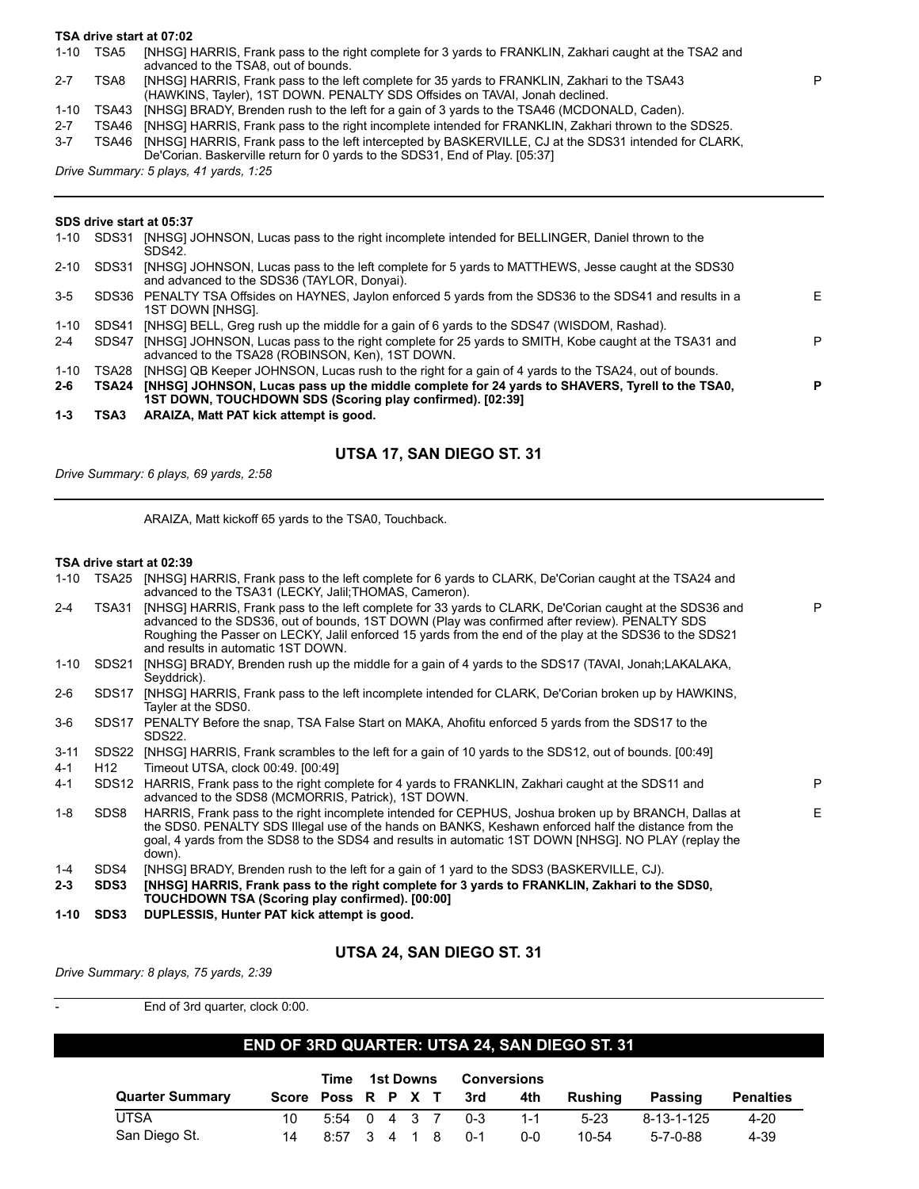**TSA drive start at 07:02**

| Down | Spot | Play | |
|---|---|---|---|
| 1-10 | TSA5 | [NHSG] HARRIS, Frank pass to the right complete for 3 yards to FRANKLIN, Zakhari caught at the TSA2 and advanced to the TSA8, out of bounds. | |
| 2-7 | TSA8 | [NHSG] HARRIS, Frank pass to the left complete for 35 yards to FRANKLIN, Zakhari to the TSA43 (HAWKINS, Tayler), 1ST DOWN. PENALTY SDS Offsides on TAVAI, Jonah declined. | P |
| 1-10 | TSA43 | [NHSG] BRADY, Brenden rush to the left for a gain of 3 yards to the TSA46 (MCDONALD, Caden). | |
| 2-7 | TSA46 | [NHSG] HARRIS, Frank pass to the right incomplete intended for FRANKLIN, Zakhari thrown to the SDS25. | |
| 3-7 | TSA46 | [NHSG] HARRIS, Frank pass to the left intercepted by BASKERVILLE, CJ at the SDS31 intended for CLARK, De'Corian. Baskerville return for 0 yards to the SDS31, End of Play. [05:37] | |

*Drive Summary: 5 plays, 41 yards, 1:25*

---

**SDS drive start at 05:37**

| Down | Spot | Play | |
|---|---|---|---|
| 1-10 | SDS31 | [NHSG] JOHNSON, Lucas pass to the right incomplete intended for BELLINGER, Daniel thrown to the SDS42. | |
| 2-10 | SDS31 | [NHSG] JOHNSON, Lucas pass to the left complete for 5 yards to MATTHEWS, Jesse caught at the SDS30 and advanced to the SDS36 (TAYLOR, Donyai). | |
| 3-5 | SDS36 | PENALTY TSA Offsides on HAYNES, Jaylon enforced 5 yards from the SDS36 to the SDS41 and results in a 1ST DOWN [NHSG]. | E |
| 1-10 | SDS41 | [NHSG] BELL, Greg rush up the middle for a gain of 6 yards to the SDS47 (WISDOM, Rashad). | |
| 2-4 | SDS47 | [NHSG] JOHNSON, Lucas pass to the right complete for 25 yards to SMITH, Kobe caught at the TSA31 and advanced to the TSA28 (ROBINSON, Ken), 1ST DOWN. | P |
| 1-10 | TSA28 | [NHSG] QB Keeper JOHNSON, Lucas rush to the right for a gain of 4 yards to the TSA24, out of bounds. | |
| **2-6** | **TSA24** | **[NHSG] JOHNSON, Lucas pass up the middle complete for 24 yards to SHAVERS, Tyrell to the TSA0, 1ST DOWN, TOUCHDOWN SDS (Scoring play confirmed). [02:39]** | **P** |
| **1-3** | **TSA3** | **ARAIZA, Matt PAT kick attempt is good.** | |

## UTSA 17, SAN DIEGO ST. 31

*Drive Summary: 6 plays, 69 yards, 2:58*

---

ARAIZA, Matt kickoff 65 yards to the TSA0, Touchback.

**TSA drive start at 02:39**

| Down | Spot | Play | |
|---|---|---|---|
| 1-10 | TSA25 | [NHSG] HARRIS, Frank pass to the left complete for 6 yards to CLARK, De'Corian caught at the TSA24 and advanced to the TSA31 (LECKY, Jalil;THOMAS, Cameron). | |
| 2-4 | TSA31 | [NHSG] HARRIS, Frank pass to the left complete for 33 yards to CLARK, De'Corian caught at the SDS36 and advanced to the SDS36, out of bounds, 1ST DOWN (Play was confirmed after review). PENALTY SDS Roughing the Passer on LECKY, Jalil enforced 15 yards from the end of the play at the SDS36 to the SDS21 and results in automatic 1ST DOWN. | P |
| 1-10 | SDS21 | [NHSG] BRADY, Brenden rush up the middle for a gain of 4 yards to the SDS17 (TAVAI, Jonah;LAKALAKA, Seyddrick). | |
| 2-6 | SDS17 | [NHSG] HARRIS, Frank pass to the left incomplete intended for CLARK, De'Corian broken up by HAWKINS, Tayler at the SDS0. | |
| 3-6 | SDS17 | PENALTY Before the snap, TSA False Start on MAKA, Ahofitu enforced 5 yards from the SDS17 to the SDS22. | |
| 3-11 | SDS22 | [NHSG] HARRIS, Frank scrambles to the left for a gain of 10 yards to the SDS12, out of bounds. [00:49] | |
| 4-1 | H12 | Timeout UTSA, clock 00:49. [00:49] | |
| 4-1 | SDS12 | HARRIS, Frank pass to the right complete for 4 yards to FRANKLIN, Zakhari caught at the SDS11 and advanced to the SDS8 (MCMORRIS, Patrick), 1ST DOWN. | P |
| 1-8 | SDS8 | HARRIS, Frank pass to the right incomplete intended for CEPHUS, Joshua broken up by BRANCH, Dallas at the SDS0. PENALTY SDS Illegal use of the hands on BANKS, Keshawn enforced half the distance from the goal, 4 yards from the SDS8 to the SDS4 and results in automatic 1ST DOWN [NHSG]. NO PLAY (replay the down). | E |
| 1-4 | SDS4 | [NHSG] BRADY, Brenden rush to the left for a gain of 1 yard to the SDS3 (BASKERVILLE, CJ). | |
| **2-3** | **SDS3** | **[NHSG] HARRIS, Frank pass to the right complete for 3 yards to FRANKLIN, Zakhari to the SDS0, TOUCHDOWN TSA (Scoring play confirmed). [00:00]** | |
| **1-10** | **SDS3** | **DUPLESSIS, Hunter PAT kick attempt is good.** | |

## UTSA 24, SAN DIEGO ST. 31

*Drive Summary: 8 plays, 75 yards, 2:39*

---

- End of 3rd quarter, clock 0:00.

## END OF 3RD QUARTER: UTSA 24, SAN DIEGO ST. 31

| Quarter Summary | Score | Time Poss | 1st Downs R | P | X | T | Conversions 3rd | 4th | Rushing | Passing | Penalties |
|---|---|---|---|---|---|---|---|---|---|---|---|
| UTSA | 10 | 5:54 | 0 | 4 | 3 | 7 | 0-3 | 1-1 | 5-23 | 8-13-1-125 | 4-20 |
| San Diego St. | 14 | 8:57 | 3 | 4 | 1 | 8 | 0-1 | 0-0 | 10-54 | 5-7-0-88 | 4-39 |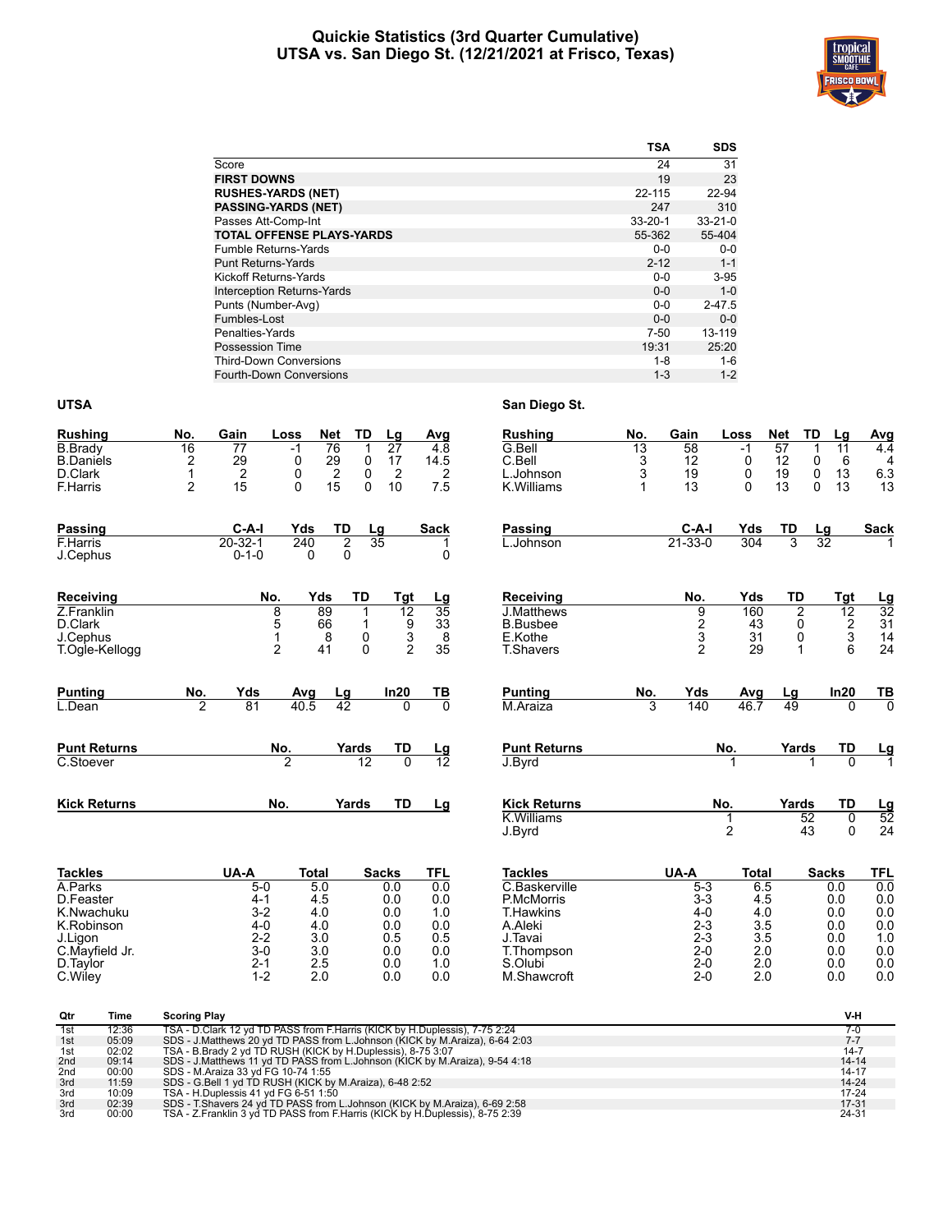# Quickie Statistics (3rd Quarter Cumulative)
## UTSA vs. San Diego St. (12/21/2021 at Frisco, Texas)

| | TSA | SDS |
|---|---|---|
| Score | 24 | 31 |
| **FIRST DOWNS** | 19 | 23 |
| **RUSHES-YARDS (NET)** | 22-115 | 22-94 |
| **PASSING-YARDS (NET)** | 247 | 310 |
| Passes Att-Comp-Int | 33-20-1 | 33-21-0 |
| **TOTAL OFFENSE PLAYS-YARDS** | 55-362 | 55-404 |
| Fumble Returns-Yards | 0-0 | 0-0 |
| Punt Returns-Yards | 2-12 | 1-1 |
| Kickoff Returns-Yards | 0-0 | 3-95 |
| Interception Returns-Yards | 0-0 | 1-0 |
| Punts (Number-Avg) | 0-0 | 2-47.5 |
| Fumbles-Lost | 0-0 | 0-0 |
| Penalties-Yards | 7-50 | 13-119 |
| Possession Time | 19:31 | 25:20 |
| Third-Down Conversions | 1-8 | 1-6 |
| Fourth-Down Conversions | 1-3 | 1-2 |

### UTSA

| Rushing | No. | Gain | Loss | Net | TD | Lg | Avg |
|---|---|---|---|---|---|---|---|
| B.Brady | 16 | 77 | -1 | 76 | 1 | 27 | 4.8 |
| B.Daniels | 2 | 29 | 0 | 29 | 0 | 17 | 14.5 |
| D.Clark | 1 | 2 | 0 | 2 | 0 | 2 | 2 |
| F.Harris | 2 | 15 | 0 | 15 | 0 | 10 | 7.5 |

| Passing | C-A-I | Yds | TD | Lg | Sack |
|---|---|---|---|---|---|
| F.Harris | 20-32-1 | 240 | 2 | 35 | 1 |
| J.Cephus | 0-1-0 | 0 | 0 | | 0 |

| Receiving | No. | Yds | TD | Tgt | Lg |
|---|---|---|---|---|---|
| Z.Franklin | 8 | 89 | 1 | 12 | 35 |
| D.Clark | 5 | 66 | 1 | 9 | 33 |
| J.Cephus | 1 | 8 | 0 | 3 | 8 |
| T.Ogle-Kellogg | 2 | 41 | 0 | 2 | 35 |

| Punting | No. | Yds | Avg | Lg | In20 | TB |
|---|---|---|---|---|---|---|
| L.Dean | 2 | 81 | 40.5 | 42 | 0 | 0 |

| Punt Returns | No. | Yards | TD | Lg |
|---|---|---|---|---|
| C.Stoever | 2 | 12 | 0 | 12 |

| Kick Returns | No. | Yards | TD | Lg |
|---|---|---|---|---|

| Tackles | UA-A | Total | Sacks | TFL |
|---|---|---|---|---|
| A.Parks | 5-0 | 5.0 | 0.0 | 0.0 |
| D.Feaster | 4-1 | 4.5 | 0.0 | 0.0 |
| K.Nwachuku | 3-2 | 4.0 | 0.0 | 1.0 |
| K.Robinson | 4-0 | 4.0 | 0.0 | 0.0 |
| J.Ligon | 2-2 | 3.0 | 0.5 | 0.5 |
| C.Mayfield Jr. | 3-0 | 3.0 | 0.0 | 0.0 |
| D.Taylor | 2-1 | 2.5 | 0.0 | 1.0 |
| C.Wiley | 1-2 | 2.0 | 0.0 | 0.0 |

### San Diego St.

| Rushing | No. | Gain | Loss | Net | TD | Lg | Avg |
|---|---|---|---|---|---|---|---|
| G.Bell | 13 | 58 | -1 | 57 | 1 | 11 | 4.4 |
| C.Bell | 3 | 12 | 0 | 12 | 0 | 6 | 4 |
| L.Johnson | 3 | 19 | 0 | 19 | 0 | 13 | 6.3 |
| K.Williams | 1 | 13 | 0 | 13 | 0 | 13 | 13 |

| Passing | C-A-I | Yds | TD | Lg | Sack |
|---|---|---|---|---|---|
| L.Johnson | 21-33-0 | 304 | 3 | 32 | 1 |

| Receiving | No. | Yds | TD | Tgt | Lg |
|---|---|---|---|---|---|
| J.Matthews | 9 | 160 | 2 | 12 | 32 |
| B.Busbee | 2 | 43 | 0 | 2 | 31 |
| E.Kothe | 3 | 31 | 0 | 3 | 14 |
| T.Shavers | 2 | 29 | 1 | 6 | 24 |

| Punting | No. | Yds | Avg | Lg | In20 | TB |
|---|---|---|---|---|---|---|
| M.Araiza | 3 | 140 | 46.7 | 49 | 0 | 0 |

| Punt Returns | No. | Yards | TD | Lg |
|---|---|---|---|---|
| J.Byrd | 1 | 1 | 0 | 1 |

| Kick Returns | No. | Yards | TD | Lg |
|---|---|---|---|---|
| K.Williams | 1 | 52 | 0 | 52 |
| J.Byrd | 2 | 43 | 0 | 24 |

| Tackles | UA-A | Total | Sacks | TFL |
|---|---|---|---|---|
| C.Baskerville | 5-3 | 6.5 | 0.0 | 0.0 |
| P.McMorris | 3-3 | 4.5 | 0.0 | 0.0 |
| T.Hawkins | 4-0 | 4.0 | 0.0 | 0.0 |
| A.Aleki | 2-3 | 3.5 | 0.0 | 0.0 |
| J.Tavai | 2-3 | 3.5 | 0.0 | 1.0 |
| T.Thompson | 2-0 | 2.0 | 0.0 | 0.0 |
| S.Olubi | 2-0 | 2.0 | 0.0 | 0.0 |
| M.Shawcroft | 2-0 | 2.0 | 0.0 | 0.0 |

### Scoring Plays

| Qtr | Time | Scoring Play | V-H |
|---|---|---|---|
| 1st | 12:36 | TSA - D.Clark 12 yd TD PASS from F.Harris (KICK by H.Duplessis), 7-75 2:24 | 7-0 |
| 1st | 05:09 | SDS - J.Matthews 20 yd TD PASS from L.Johnson (KICK by M.Araiza), 6-64 2:03 | 7-7 |
| 1st | 02:02 | TSA - B.Brady 2 yd TD RUSH (KICK by H.Duplessis), 8-75 3:07 | 14-7 |
| 2nd | 09:14 | SDS - J.Matthews 11 yd TD PASS from L.Johnson (KICK by M.Araiza), 9-54 4:18 | 14-14 |
| 2nd | 00:00 | SDS - M.Araiza 33 yd FG 10-74 1:55 | 14-17 |
| 3rd | 11:59 | SDS - G.Bell 1 yd TD RUSH (KICK by M.Araiza), 6-48 2:52 | 14-24 |
| 3rd | 10:09 | TSA - H.Duplessis 41 yd FG 6-51 1:50 | 17-24 |
| 3rd | 02:39 | SDS - T.Shavers 24 yd TD PASS from L.Johnson (KICK by M.Araiza), 6-69 2:58 | 17-31 |
| 3rd | 00:00 | TSA - Z.Franklin 3 yd TD PASS from F.Harris (KICK by H.Duplessis), 8-75 2:39 | 24-31 |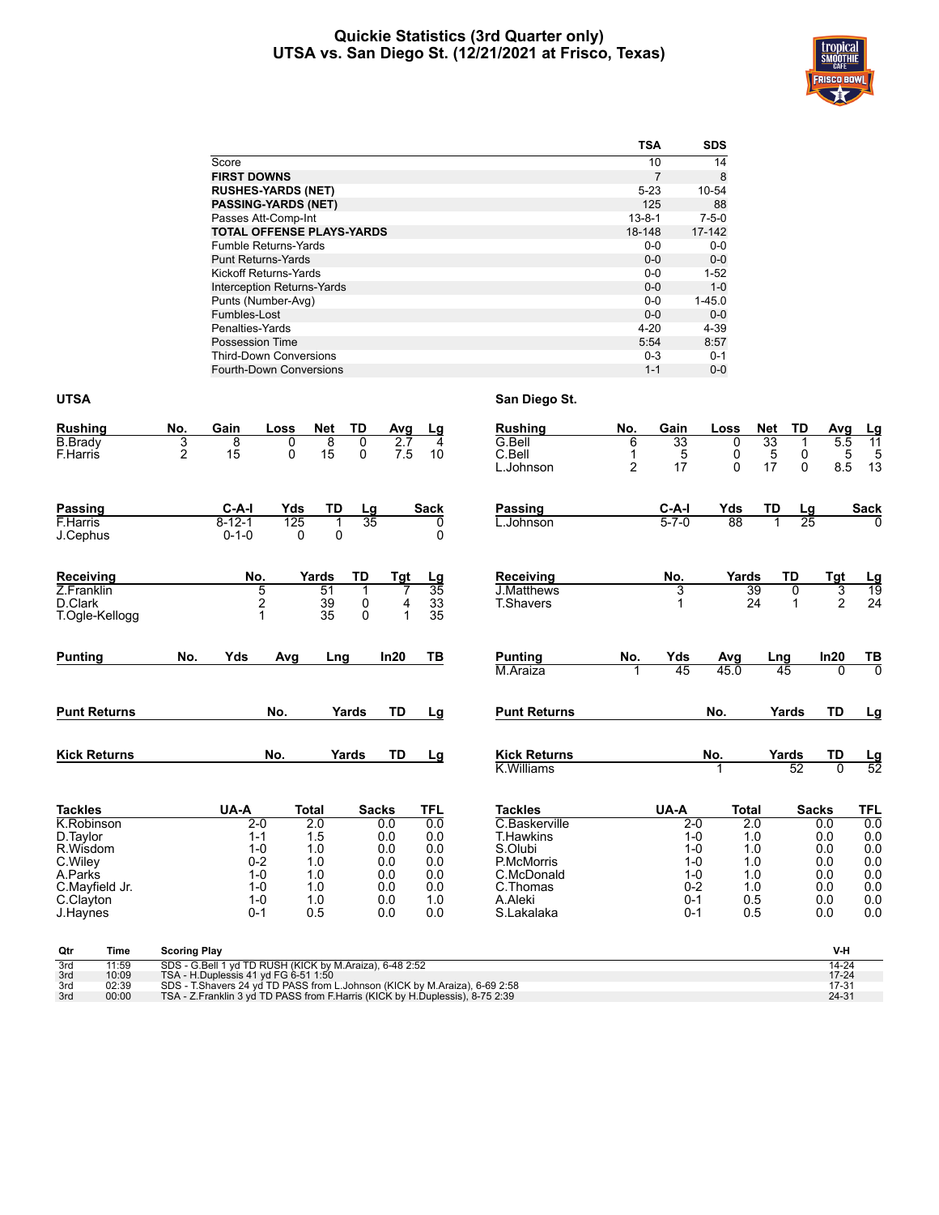# Quickie Statistics (3rd Quarter only)
## UTSA vs. San Diego St. (12/21/2021 at Frisco, Texas)

| | TSA | SDS |
|---|---|---|
| Score | 10 | 14 |
| **FIRST DOWNS** | 7 | 8 |
| **RUSHES-YARDS (NET)** | 5-23 | 10-54 |
| **PASSING-YARDS (NET)** | 125 | 88 |
| Passes Att-Comp-Int | 13-8-1 | 7-5-0 |
| **TOTAL OFFENSE PLAYS-YARDS** | 18-148 | 17-142 |
| Fumble Returns-Yards | 0-0 | 0-0 |
| Punt Returns-Yards | 0-0 | 0-0 |
| Kickoff Returns-Yards | 0-0 | 1-52 |
| Interception Returns-Yards | 0-0 | 1-0 |
| Punts (Number-Avg) | 0-0 | 1-45.0 |
| Fumbles-Lost | 0-0 | 0-0 |
| Penalties-Yards | 4-20 | 4-39 |
| Possession Time | 5:54 | 8:57 |
| Third-Down Conversions | 0-3 | 0-1 |
| Fourth-Down Conversions | 1-1 | 0-0 |

### UTSA

| Rushing | No. | Gain | Loss | Net | TD | Avg | Lg |
|---|---|---|---|---|---|---|---|
| B.Brady | 3 | 8 | 0 | 8 | 0 | 2.7 | 4 |
| F.Harris | 2 | 15 | 0 | 15 | 0 | 7.5 | 10 |

| Passing | C-A-I | Yds | TD | Lg | Sack |
|---|---|---|---|---|---|
| F.Harris | 8-12-1 | 125 | 1 | 35 | 0 |
| J.Cephus | 0-1-0 | 0 | 0 | | 0 |

| Receiving | No. | Yards | TD | Tgt | Lg |
|---|---|---|---|---|---|
| Z.Franklin | 5 | 51 | 1 | 7 | 35 |
| D.Clark | 2 | 39 | 0 | 4 | 33 |
| T.Ogle-Kellogg | 1 | 35 | 0 | 1 | 35 |

| Punting | No. | Yds | Avg | Lng | In20 | TB |
|---|---|---|---|---|---|---|

| Punt Returns | No. | Yards | TD | Lg |
|---|---|---|---|---|

| Kick Returns | No. | Yards | TD | Lg |
|---|---|---|---|---|

| Tackles | UA-A | Total | Sacks | TFL |
|---|---|---|---|---|
| K.Robinson | 2-0 | 2.0 | 0.0 | 0.0 |
| D.Taylor | 1-1 | 1.5 | 0.0 | 0.0 |
| R.Wisdom | 1-0 | 1.0 | 0.0 | 0.0 |
| C.Wiley | 0-2 | 1.0 | 0.0 | 0.0 |
| A.Parks | 1-0 | 1.0 | 0.0 | 0.0 |
| C.Mayfield Jr. | 1-0 | 1.0 | 0.0 | 0.0 |
| C.Clayton | 1-0 | 1.0 | 0.0 | 1.0 |
| J.Haynes | 0-1 | 0.5 | 0.0 | 0.0 |

### San Diego St.

| Rushing | No. | Gain | Loss | Net | TD | Avg | Lg |
|---|---|---|---|---|---|---|---|
| G.Bell | 6 | 33 | 0 | 33 | 1 | 5.5 | 11 |
| C.Bell | 1 | 5 | 0 | 5 | 0 | 5 | 5 |
| L.Johnson | 2 | 17 | 0 | 17 | 0 | 8.5 | 13 |

| Passing | C-A-I | Yds | TD | Lg | Sack |
|---|---|---|---|---|---|
| L.Johnson | 5-7-0 | 88 | 1 | 25 | 0 |

| Receiving | No. | Yards | TD | Tgt | Lg |
|---|---|---|---|---|---|
| J.Matthews | 3 | 39 | 0 | 3 | 19 |
| T.Shavers | 1 | 24 | 1 | 2 | 24 |

| Punting | No. | Yds | Avg | Lng | In20 | TB |
|---|---|---|---|---|---|---|
| M.Araiza | 1 | 45 | 45.0 | 45 | 0 | 0 |

| Punt Returns | No. | Yards | TD | Lg |
|---|---|---|---|---|

| Kick Returns | No. | Yards | TD | Lg |
|---|---|---|---|---|
| K.Williams | 1 | 52 | 0 | 52 |

| Tackles | UA-A | Total | Sacks | TFL |
|---|---|---|---|---|
| C.Baskerville | 2-0 | 2.0 | 0.0 | 0.0 |
| T.Hawkins | 1-0 | 1.0 | 0.0 | 0.0 |
| S.Olubi | 1-0 | 1.0 | 0.0 | 0.0 |
| P.McMorris | 1-0 | 1.0 | 0.0 | 0.0 |
| C.McDonald | 1-0 | 1.0 | 0.0 | 0.0 |
| C.Thomas | 0-2 | 1.0 | 0.0 | 0.0 |
| A.Aleki | 0-1 | 0.5 | 0.0 | 0.0 |
| S.Lakalaka | 0-1 | 0.5 | 0.0 | 0.0 |

| Qtr | Time | Scoring Play | V-H |
|---|---|---|---|
| 3rd | 11:59 | SDS - G.Bell 1 yd TD RUSH (KICK by M.Araiza), 6-48 2:52 | 14-24 |
| 3rd | 10:09 | TSA - H.Duplessis 41 yd FG 6-51 1:50 | 17-24 |
| 3rd | 02:39 | SDS - T.Shavers 24 yd TD PASS from L.Johnson (KICK by M.Araiza), 6-69 2:58 | 17-31 |
| 3rd | 00:00 | TSA - Z.Franklin 3 yd TD PASS from F.Harris (KICK by H.Duplessis), 8-75 2:39 | 24-31 |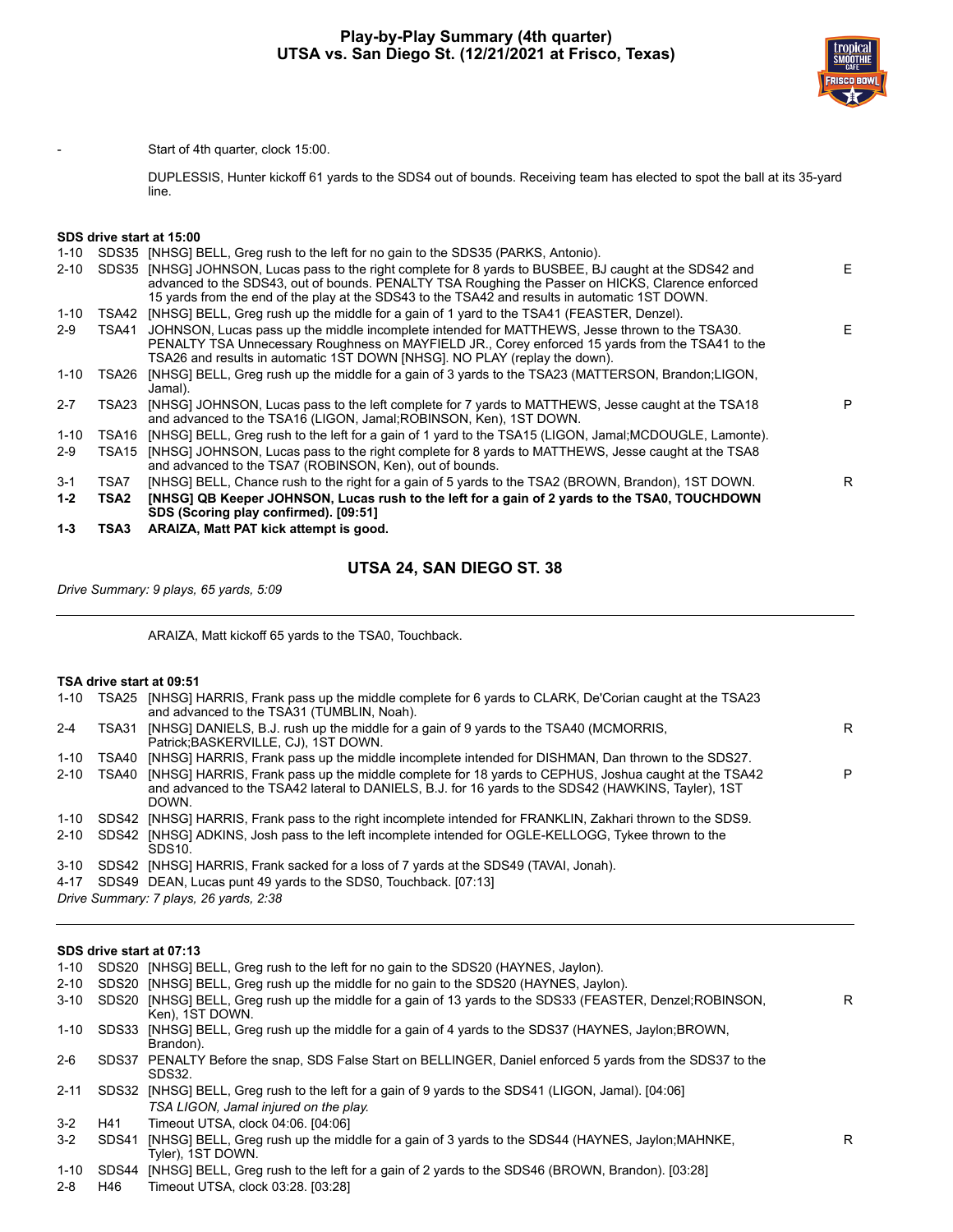# Play-by-Play Summary (4th quarter)
## UTSA vs. San Diego St. (12/21/2021 at Frisco, Texas)

| | | |
|---|---|---|
| - | Start of 4th quarter, clock 15:00. | |
| | DUPLESSIS, Hunter kickoff 61 yards to the SDS4 out of bounds. Receiving team has elected to spot the ball at its 35-yard line. | |

**SDS drive start at 15:00**

| Down | Spot | Play | |
|---|---|---|---|
| 1-10 | SDS35 | [NHSG] BELL, Greg rush to the left for no gain to the SDS35 (PARKS, Antonio). | |
| 2-10 | SDS35 | [NHSG] JOHNSON, Lucas pass to the right complete for 8 yards to BUSBEE, BJ caught at the SDS42 and advanced to the SDS43, out of bounds. PENALTY TSA Roughing the Passer on HICKS, Clarence enforced 15 yards from the end of the play at the SDS43 to the TSA42 and results in automatic 1ST DOWN. | E |
| 1-10 | TSA42 | [NHSG] BELL, Greg rush up the middle for a gain of 1 yard to the TSA41 (FEASTER, Denzel). | |
| 2-9 | TSA41 | JOHNSON, Lucas pass up the middle incomplete intended for MATTHEWS, Jesse thrown to the TSA30. PENALTY TSA Unnecessary Roughness on MAYFIELD JR., Corey enforced 15 yards from the TSA41 to the TSA26 and results in automatic 1ST DOWN [NHSG]. NO PLAY (replay the down). | E |
| 1-10 | TSA26 | [NHSG] BELL, Greg rush up the middle for a gain of 3 yards to the TSA23 (MATTERSON, Brandon;LIGON, Jamal). | |
| 2-7 | TSA23 | [NHSG] JOHNSON, Lucas pass to the left complete for 7 yards to MATTHEWS, Jesse caught at the TSA18 and advanced to the TSA16 (LIGON, Jamal;ROBINSON, Ken), 1ST DOWN. | P |
| 1-10 | TSA16 | [NHSG] BELL, Greg rush to the left for a gain of 1 yard to the TSA15 (LIGON, Jamal;MCDOUGLE, Lamonte). | |
| 2-9 | TSA15 | [NHSG] JOHNSON, Lucas pass to the right complete for 8 yards to MATTHEWS, Jesse caught at the TSA8 and advanced to the TSA7 (ROBINSON, Ken), out of bounds. | |
| 3-1 | TSA7 | [NHSG] BELL, Chance rush to the right for a gain of 5 yards to the TSA2 (BROWN, Brandon), 1ST DOWN. | R |
| **1-2** | **TSA2** | **[NHSG] QB Keeper JOHNSON, Lucas rush to the left for a gain of 2 yards to the TSA0, TOUCHDOWN SDS (Scoring play confirmed). [09:51]** | |
| **1-3** | **TSA3** | **ARAIZA, Matt PAT kick attempt is good.** | |

### UTSA 24, SAN DIEGO ST. 38

*Drive Summary: 9 plays, 65 yards, 5:09*

ARAIZA, Matt kickoff 65 yards to the TSA0, Touchback.

**TSA drive start at 09:51**

| Down | Spot | Play | |
|---|---|---|---|
| 1-10 | TSA25 | [NHSG] HARRIS, Frank pass up the middle complete for 6 yards to CLARK, De'Corian caught at the TSA23 and advanced to the TSA31 (TUMBLIN, Noah). | |
| 2-4 | TSA31 | [NHSG] DANIELS, B.J. rush up the middle for a gain of 9 yards to the TSA40 (MCMORRIS, Patrick;BASKERVILLE, CJ), 1ST DOWN. | R |
| 1-10 | TSA40 | [NHSG] HARRIS, Frank pass up the middle incomplete intended for DISHMAN, Dan thrown to the SDS27. | |
| 2-10 | TSA40 | [NHSG] HARRIS, Frank pass up the middle complete for 18 yards to CEPHUS, Joshua caught at the TSA42 and advanced to the TSA42 lateral to DANIELS, B.J. for 16 yards to the SDS42 (HAWKINS, Tayler), 1ST DOWN. | P |
| 1-10 | SDS42 | [NHSG] HARRIS, Frank pass to the right incomplete intended for FRANKLIN, Zakhari thrown to the SDS9. | |
| 2-10 | SDS42 | [NHSG] ADKINS, Josh pass to the left incomplete intended for OGLE-KELLOGG, Tykee thrown to the SDS10. | |
| 3-10 | SDS42 | [NHSG] HARRIS, Frank sacked for a loss of 7 yards at the SDS49 (TAVAI, Jonah). | |
| 4-17 | SDS49 | DEAN, Lucas punt 49 yards to the SDS0, Touchback. [07:13] | |

*Drive Summary: 7 plays, 26 yards, 2:38*

**SDS drive start at 07:13**

| Down | Spot | Play | |
|---|---|---|---|
| 1-10 | SDS20 | [NHSG] BELL, Greg rush to the left for no gain to the SDS20 (HAYNES, Jaylon). | |
| 2-10 | SDS20 | [NHSG] BELL, Greg rush up the middle for no gain to the SDS20 (HAYNES, Jaylon). | |
| 3-10 | SDS20 | [NHSG] BELL, Greg rush up the middle for a gain of 13 yards to the SDS33 (FEASTER, Denzel;ROBINSON, Ken), 1ST DOWN. | R |
| 1-10 | SDS33 | [NHSG] BELL, Greg rush up the middle for a gain of 4 yards to the SDS37 (HAYNES, Jaylon;BROWN, Brandon). | |
| 2-6 | SDS37 | PENALTY Before the snap, SDS False Start on BELLINGER, Daniel enforced 5 yards from the SDS37 to the SDS32. | |
| 2-11 | SDS32 | [NHSG] BELL, Greg rush to the left for a gain of 9 yards to the SDS41 (LIGON, Jamal). [04:06] *TSA LIGON, Jamal injured on the play.* | |
| 3-2 | H41 | Timeout UTSA, clock 04:06. [04:06] | |
| 3-2 | SDS41 | [NHSG] BELL, Greg rush up the middle for a gain of 3 yards to the SDS44 (HAYNES, Jaylon;MAHNKE, Tyler), 1ST DOWN. | R |
| 1-10 | SDS44 | [NHSG] BELL, Greg rush to the left for a gain of 2 yards to the SDS46 (BROWN, Brandon). [03:28] | |
| 2-8 | H46 | Timeout UTSA, clock 03:28. [03:28] | |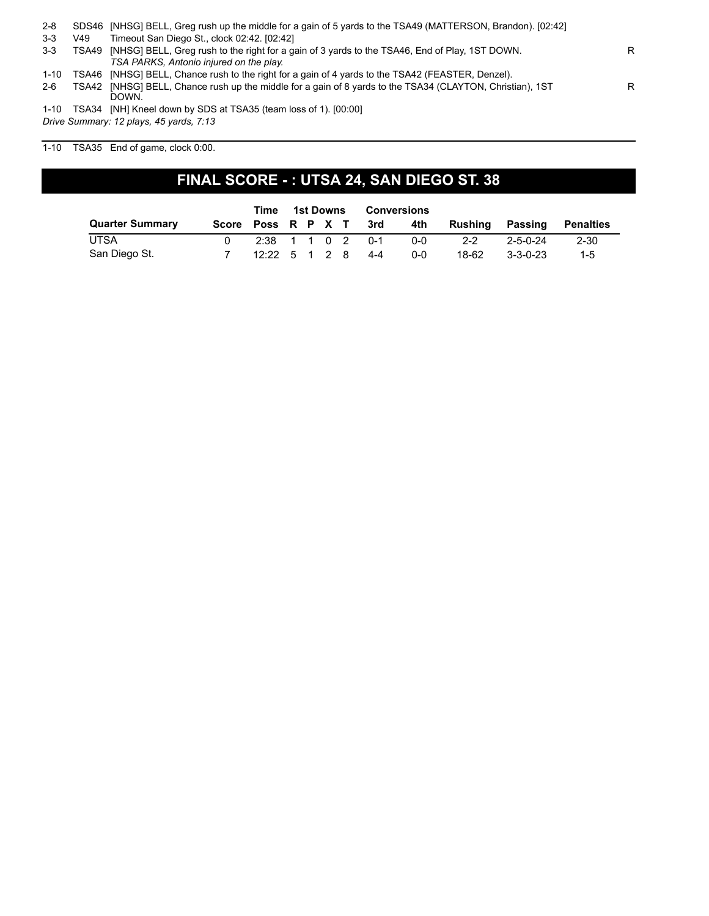| | | | |
|---|---|---|---|
| 2-8 | SDS46 | [NHSG] BELL, Greg rush up the middle for a gain of 5 yards to the TSA49 (MATTERSON, Brandon). [02:42] | |
| 3-3 | V49 | Timeout San Diego St., clock 02:42. [02:42] | |
| 3-3 | TSA49 | [NHSG] BELL, Greg rush to the right for a gain of 3 yards to the TSA46, End of Play, 1ST DOWN. *TSA PARKS, Antonio injured on the play.* | R |
| 1-10 | TSA46 | [NHSG] BELL, Chance rush to the right for a gain of 4 yards to the TSA42 (FEASTER, Denzel). | |
| 2-6 | TSA42 | [NHSG] BELL, Chance rush up the middle for a gain of 8 yards to the TSA34 (CLAYTON, Christian), 1ST DOWN. | R |
| 1-10 | TSA34 | [NH] Kneel down by SDS at TSA35 (team loss of 1). [00:00] | |

*Drive Summary: 12 plays, 45 yards, 7:13*

| | | |
|---|---|---|
| 1-10 | TSA35 | End of game, clock 0:00. |

## FINAL SCORE - : UTSA 24, SAN DIEGO ST. 38

| | | Time | 1st Downs | | | | Conversions | | | | |
|---|---|---|---|---|---|---|---|---|---|---|---|
| Quarter Summary | Score | Poss | R | P | X | T | 3rd | 4th | Rushing | Passing | Penalties |
| UTSA | 0 | 2:38 | 1 | 1 | 0 | 2 | 0-1 | 0-0 | 2-2 | 2-5-0-24 | 2-30 |
| San Diego St. | 7 | 12:22 | 5 | 1 | 2 | 8 | 4-4 | 0-0 | 18-62 | 3-3-0-23 | 1-5 |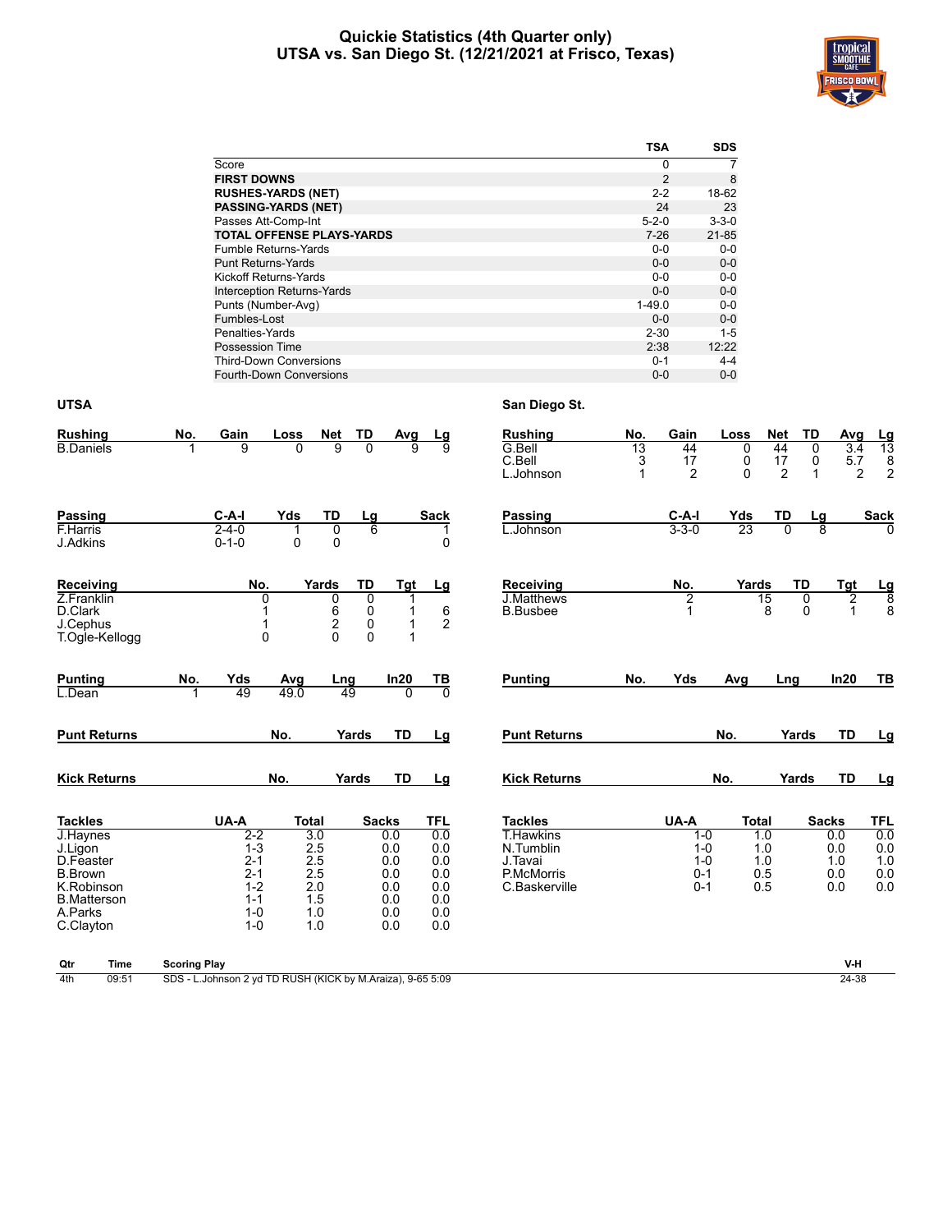# Quickie Statistics (4th Quarter only)
## UTSA vs. San Diego St. (12/21/2021 at Frisco, Texas)

| | TSA | SDS |
|---|---|---|
| Score | 0 | 7 |
| **FIRST DOWNS** | 2 | 8 |
| **RUSHES-YARDS (NET)** | 2-2 | 18-62 |
| **PASSING-YARDS (NET)** | 24 | 23 |
| Passes Att-Comp-Int | 5-2-0 | 3-3-0 |
| **TOTAL OFFENSE PLAYS-YARDS** | 7-26 | 21-85 |
| Fumble Returns-Yards | 0-0 | 0-0 |
| Punt Returns-Yards | 0-0 | 0-0 |
| Kickoff Returns-Yards | 0-0 | 0-0 |
| Interception Returns-Yards | 0-0 | 0-0 |
| Punts (Number-Avg) | 1-49.0 | 0-0 |
| Fumbles-Lost | 0-0 | 0-0 |
| Penalties-Yards | 2-30 | 1-5 |
| Possession Time | 2:38 | 12:22 |
| Third-Down Conversions | 0-1 | 4-4 |
| Fourth-Down Conversions | 0-0 | 0-0 |

### UTSA

| Rushing | No. | Gain | Loss | Net | TD | Avg | Lg |
|---|---|---|---|---|---|---|---|
| B.Daniels | 1 | 9 | 0 | 9 | 0 | 9 | 9 |

| Passing | C-A-I | Yds | TD | Lg | Sack |
|---|---|---|---|---|---|
| F.Harris | 2-4-0 | 1 | 0 | 6 | 1 |
| J.Adkins | 0-1-0 | 0 | 0 | | 0 |

| Receiving | No. | Yards | TD | Tgt | Lg |
|---|---|---|---|---|---|
| Z.Franklin | 0 | 0 | 0 | 1 | |
| D.Clark | 1 | 6 | 0 | 1 | 6 |
| J.Cephus | 1 | 2 | 0 | 1 | 2 |
| T.Ogle-Kellogg | 0 | 0 | 0 | 1 | |

| Punting | No. | Yds | Avg | Lng | In20 | TB |
|---|---|---|---|---|---|---|
| L.Dean | 1 | 49 | 49.0 | 49 | 0 | 0 |

| Punt Returns | No. | Yards | TD | Lg |
|---|---|---|---|---|

| Kick Returns | No. | Yards | TD | Lg |
|---|---|---|---|---|

| Tackles | UA-A | Total | Sacks | TFL |
|---|---|---|---|---|
| J.Haynes | 2-2 | 3.0 | 0.0 | 0.0 |
| J.Ligon | 1-3 | 2.5 | 0.0 | 0.0 |
| D.Feaster | 2-1 | 2.5 | 0.0 | 0.0 |
| B.Brown | 2-1 | 2.5 | 0.0 | 0.0 |
| K.Robinson | 1-2 | 2.0 | 0.0 | 0.0 |
| B.Matterson | 1-1 | 1.5 | 0.0 | 0.0 |
| A.Parks | 1-0 | 1.0 | 0.0 | 0.0 |
| C.Clayton | 1-0 | 1.0 | 0.0 | 0.0 |

### San Diego St.

| Rushing | No. | Gain | Loss | Net | TD | Avg | Lg |
|---|---|---|---|---|---|---|---|
| G.Bell | 13 | 44 | 0 | 44 | 0 | 3.4 | 13 |
| C.Bell | 3 | 17 | 0 | 17 | 0 | 5.7 | 8 |
| L.Johnson | 1 | 2 | 0 | 2 | 1 | 2 | 2 |

| Passing | C-A-I | Yds | TD | Lg | Sack |
|---|---|---|---|---|---|
| L.Johnson | 3-3-0 | 23 | 0 | 8 | 0 |

| Receiving | No. | Yards | TD | Tgt | Lg |
|---|---|---|---|---|---|
| J.Matthews | 2 | 15 | 0 | 2 | 8 |
| B.Busbee | 1 | 8 | 0 | 1 | 8 |

| Punting | No. | Yds | Avg | Lng | In20 | TB |
|---|---|---|---|---|---|---|

| Punt Returns | No. | Yards | TD | Lg |
|---|---|---|---|---|

| Kick Returns | No. | Yards | TD | Lg |
|---|---|---|---|---|

| Tackles | UA-A | Total | Sacks | TFL |
|---|---|---|---|---|
| T.Hawkins | 1-0 | 1.0 | 0.0 | 0.0 |
| N.Tumblin | 1-0 | 1.0 | 0.0 | 0.0 |
| J.Tavai | 1-0 | 1.0 | 1.0 | 1.0 |
| P.McMorris | 0-1 | 0.5 | 0.0 | 0.0 |
| C.Baskerville | 0-1 | 0.5 | 0.0 | 0.0 |

| Qtr | Time | Scoring Play | V-H |
|---|---|---|---|
| 4th | 09:51 | SDS - L.Johnson 2 yd TD RUSH (KICK by M.Araiza), 9-65 5:09 | 24-38 |